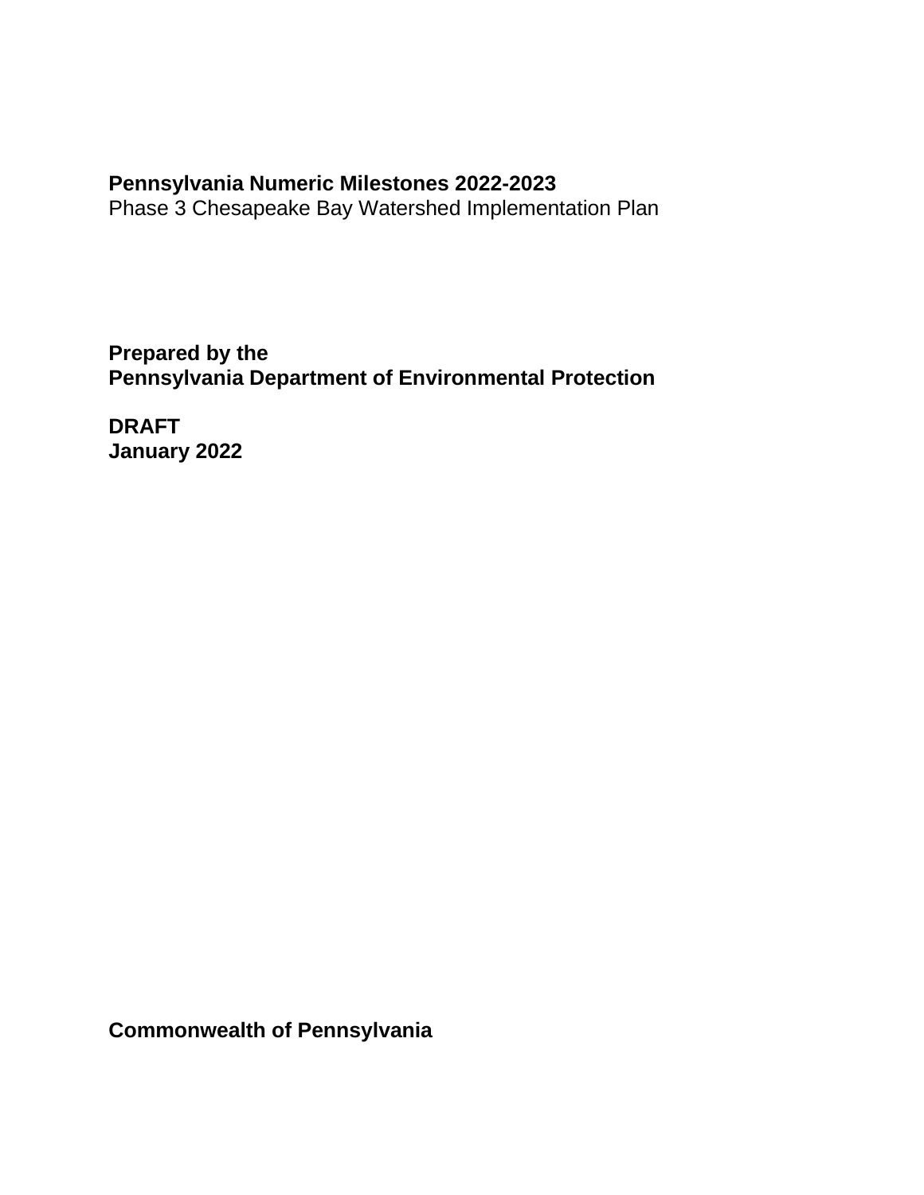# Pennsylvania Numeric Milestones 2022-2023

Phase 3 Chesapeake Bay Watershed Implementation Plan

**Prepared by the**
**Pennsylvania Department of Environmental Protection**

**DRAFT**
**January 2022**

**Commonwealth of Pennsylvania**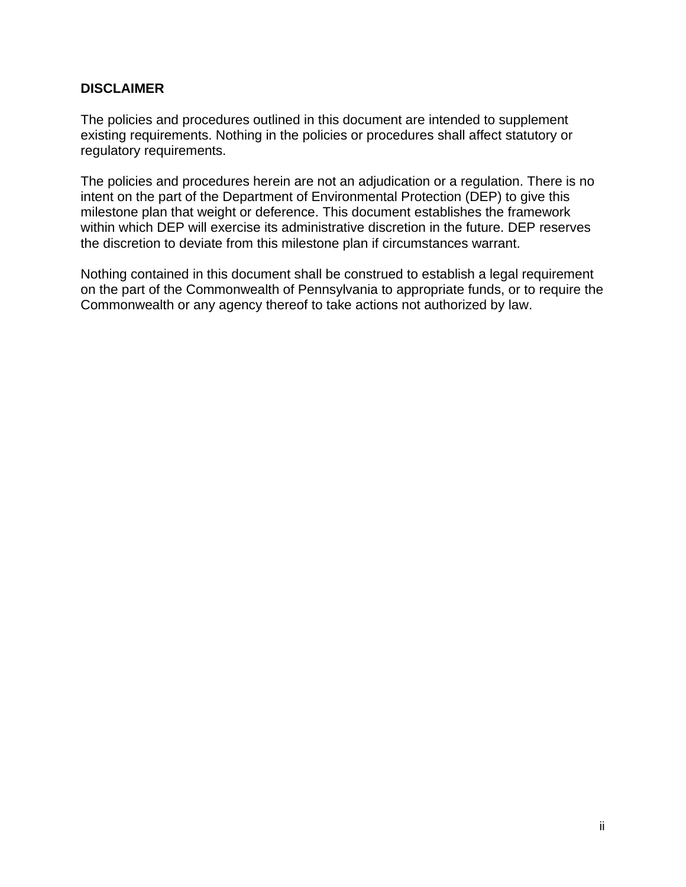## DISCLAIMER

The policies and procedures outlined in this document are intended to supplement existing requirements. Nothing in the policies or procedures shall affect statutory or regulatory requirements.

The policies and procedures herein are not an adjudication or a regulation. There is no intent on the part of the Department of Environmental Protection (DEP) to give this milestone plan that weight or deference. This document establishes the framework within which DEP will exercise its administrative discretion in the future. DEP reserves the discretion to deviate from this milestone plan if circumstances warrant.

Nothing contained in this document shall be construed to establish a legal requirement on the part of the Commonwealth of Pennsylvania to appropriate funds, or to require the Commonwealth or any agency thereof to take actions not authorized by law.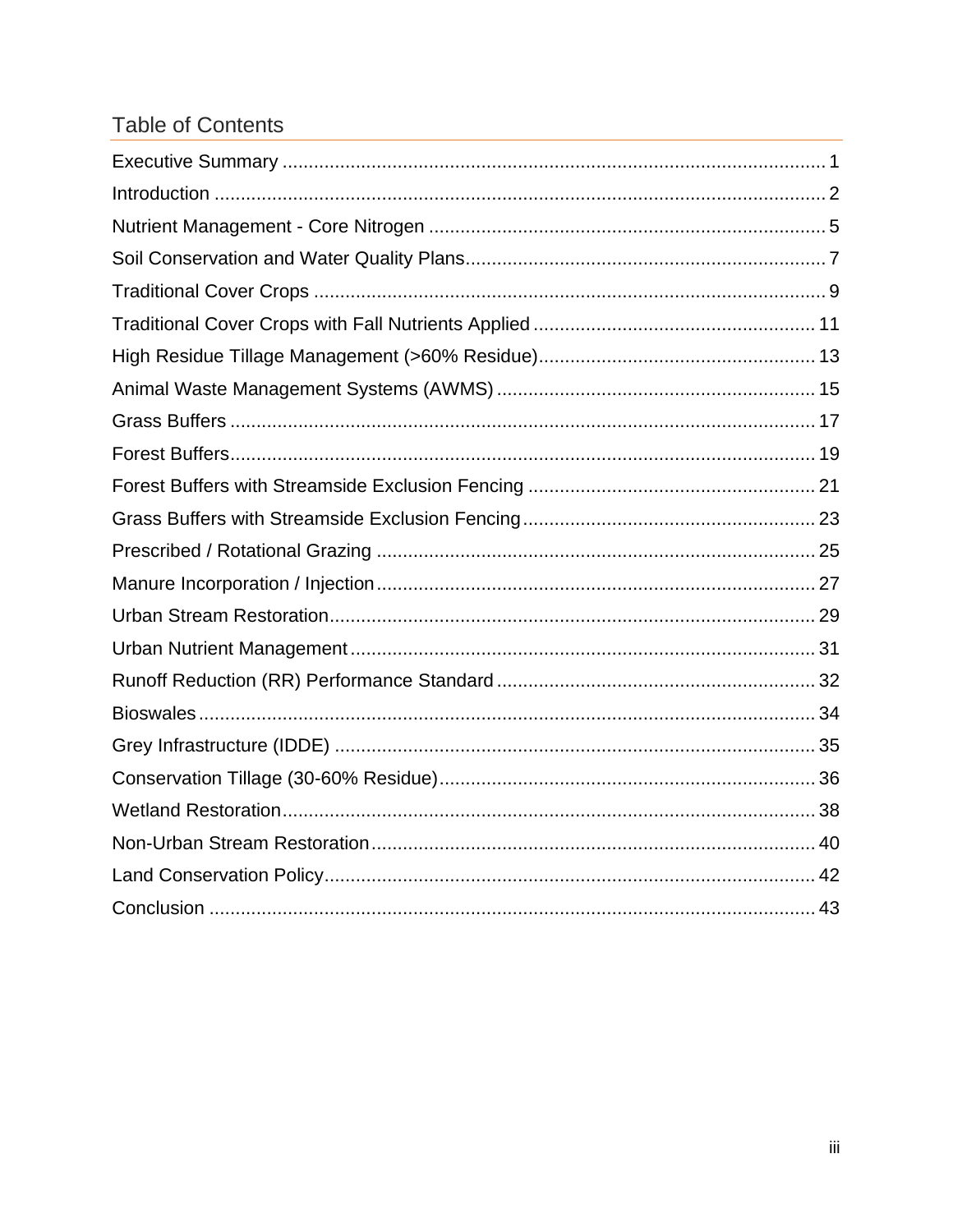## Table of Contents

Executive Summary ........................................................................................................ 1
Introduction .................................................................................................................... 2
Nutrient Management - Core Nitrogen ........................................................................... 5
Soil Conservation and Water Quality Plans.................................................................... 7
Traditional Cover Crops ................................................................................................. 9
Traditional Cover Crops with Fall Nutrients Applied ..................................................... 11
High Residue Tillage Management (>60% Residue).................................................... 13
Animal Waste Management Systems (AWMS) ............................................................ 15
Grass Buffers ............................................................................................................... 17
Forest Buffers............................................................................................................... 19
Forest Buffers with Streamside Exclusion Fencing ...................................................... 21
Grass Buffers with Streamside Exclusion Fencing....................................................... 23
Prescribed / Rotational Grazing ................................................................................... 25
Manure Incorporation / Injection................................................................................... 27
Urban Stream Restoration............................................................................................ 29
Urban Nutrient Management ........................................................................................ 31
Runoff Reduction (RR) Performance Standard ............................................................ 32
Bioswales ..................................................................................................................... 34
Grey Infrastructure (IDDE) ........................................................................................... 35
Conservation Tillage (30-60% Residue)....................................................................... 36
Wetland Restoration..................................................................................................... 38
Non-Urban Stream Restoration .................................................................................... 40
Land Conservation Policy............................................................................................. 42
Conclusion ................................................................................................................... 43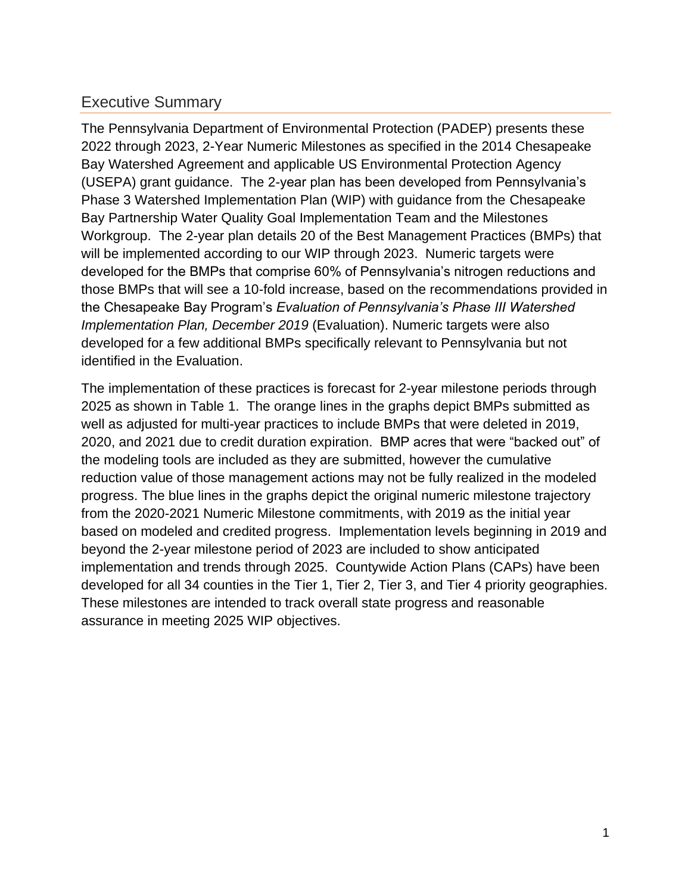## Executive Summary

The Pennsylvania Department of Environmental Protection (PADEP) presents these 2022 through 2023, 2-Year Numeric Milestones as specified in the 2014 Chesapeake Bay Watershed Agreement and applicable US Environmental Protection Agency (USEPA) grant guidance. The 2-year plan has been developed from Pennsylvania's Phase 3 Watershed Implementation Plan (WIP) with guidance from the Chesapeake Bay Partnership Water Quality Goal Implementation Team and the Milestones Workgroup. The 2-year plan details 20 of the Best Management Practices (BMPs) that will be implemented according to our WIP through 2023. Numeric targets were developed for the BMPs that comprise 60% of Pennsylvania's nitrogen reductions and those BMPs that will see a 10-fold increase, based on the recommendations provided in the Chesapeake Bay Program's *Evaluation of Pennsylvania's Phase III Watershed Implementation Plan, December 2019* (Evaluation). Numeric targets were also developed for a few additional BMPs specifically relevant to Pennsylvania but not identified in the Evaluation.

The implementation of these practices is forecast for 2-year milestone periods through 2025 as shown in Table 1. The orange lines in the graphs depict BMPs submitted as well as adjusted for multi-year practices to include BMPs that were deleted in 2019, 2020, and 2021 due to credit duration expiration. BMP acres that were "backed out" of the modeling tools are included as they are submitted, however the cumulative reduction value of those management actions may not be fully realized in the modeled progress. The blue lines in the graphs depict the original numeric milestone trajectory from the 2020-2021 Numeric Milestone commitments, with 2019 as the initial year based on modeled and credited progress. Implementation levels beginning in 2019 and beyond the 2-year milestone period of 2023 are included to show anticipated implementation and trends through 2025. Countywide Action Plans (CAPs) have been developed for all 34 counties in the Tier 1, Tier 2, Tier 3, and Tier 4 priority geographies. These milestones are intended to track overall state progress and reasonable assurance in meeting 2025 WIP objectives.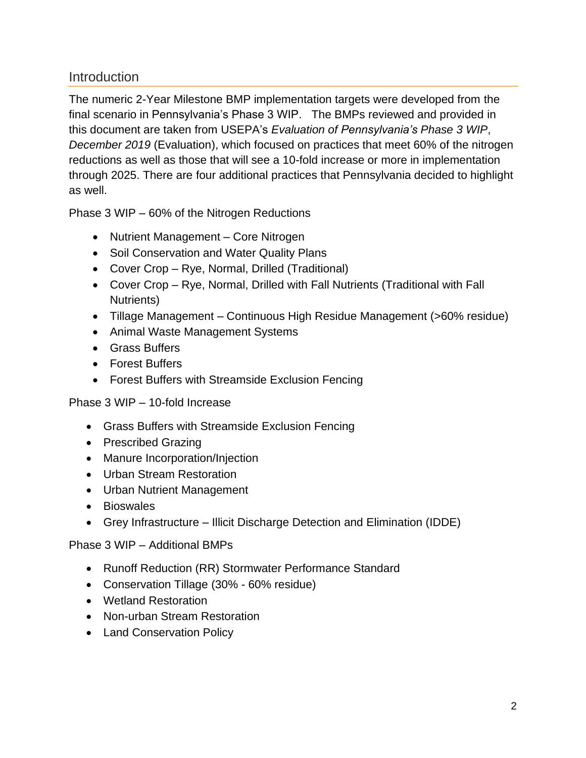## Introduction

The numeric 2-Year Milestone BMP implementation targets were developed from the final scenario in Pennsylvania's Phase 3 WIP. The BMPs reviewed and provided in this document are taken from USEPA's *Evaluation of Pennsylvania's Phase 3 WIP*, *December 2019* (Evaluation), which focused on practices that meet 60% of the nitrogen reductions as well as those that will see a 10-fold increase or more in implementation through 2025. There are four additional practices that Pennsylvania decided to highlight as well.

Phase 3 WIP – 60% of the Nitrogen Reductions

- Nutrient Management – Core Nitrogen
- Soil Conservation and Water Quality Plans
- Cover Crop – Rye, Normal, Drilled (Traditional)
- Cover Crop – Rye, Normal, Drilled with Fall Nutrients (Traditional with Fall Nutrients)
- Tillage Management – Continuous High Residue Management (>60% residue)
- Animal Waste Management Systems
- Grass Buffers
- Forest Buffers
- Forest Buffers with Streamside Exclusion Fencing

Phase 3 WIP – 10-fold Increase

- Grass Buffers with Streamside Exclusion Fencing
- Prescribed Grazing
- Manure Incorporation/Injection
- Urban Stream Restoration
- Urban Nutrient Management
- Bioswales
- Grey Infrastructure – Illicit Discharge Detection and Elimination (IDDE)

Phase 3 WIP – Additional BMPs

- Runoff Reduction (RR) Stormwater Performance Standard
- Conservation Tillage (30% - 60% residue)
- Wetland Restoration
- Non-urban Stream Restoration
- Land Conservation Policy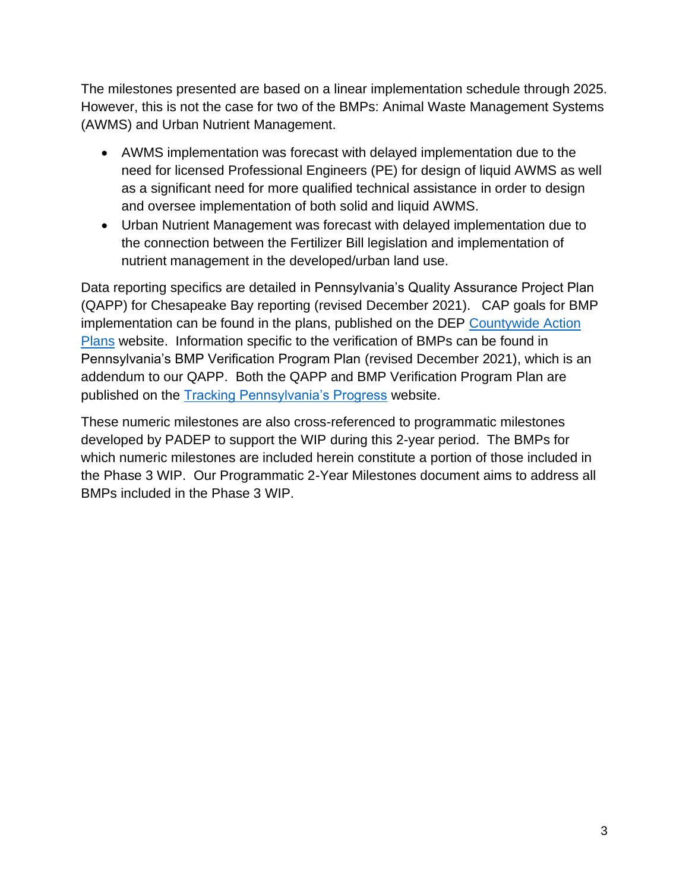The milestones presented are based on a linear implementation schedule through 2025. However, this is not the case for two of the BMPs: Animal Waste Management Systems (AWMS) and Urban Nutrient Management.

- AWMS implementation was forecast with delayed implementation due to the need for licensed Professional Engineers (PE) for design of liquid AWMS as well as a significant need for more qualified technical assistance in order to design and oversee implementation of both solid and liquid AWMS.
- Urban Nutrient Management was forecast with delayed implementation due to the connection between the Fertilizer Bill legislation and implementation of nutrient management in the developed/urban land use.

Data reporting specifics are detailed in Pennsylvania's Quality Assurance Project Plan (QAPP) for Chesapeake Bay reporting (revised December 2021). CAP goals for BMP implementation can be found in the plans, published on the DEP Countywide Action Plans website. Information specific to the verification of BMPs can be found in Pennsylvania's BMP Verification Program Plan (revised December 2021), which is an addendum to our QAPP. Both the QAPP and BMP Verification Program Plan are published on the Tracking Pennsylvania's Progress website.

These numeric milestones are also cross-referenced to programmatic milestones developed by PADEP to support the WIP during this 2-year period. The BMPs for which numeric milestones are included herein constitute a portion of those included in the Phase 3 WIP. Our Programmatic 2-Year Milestones document aims to address all BMPs included in the Phase 3 WIP.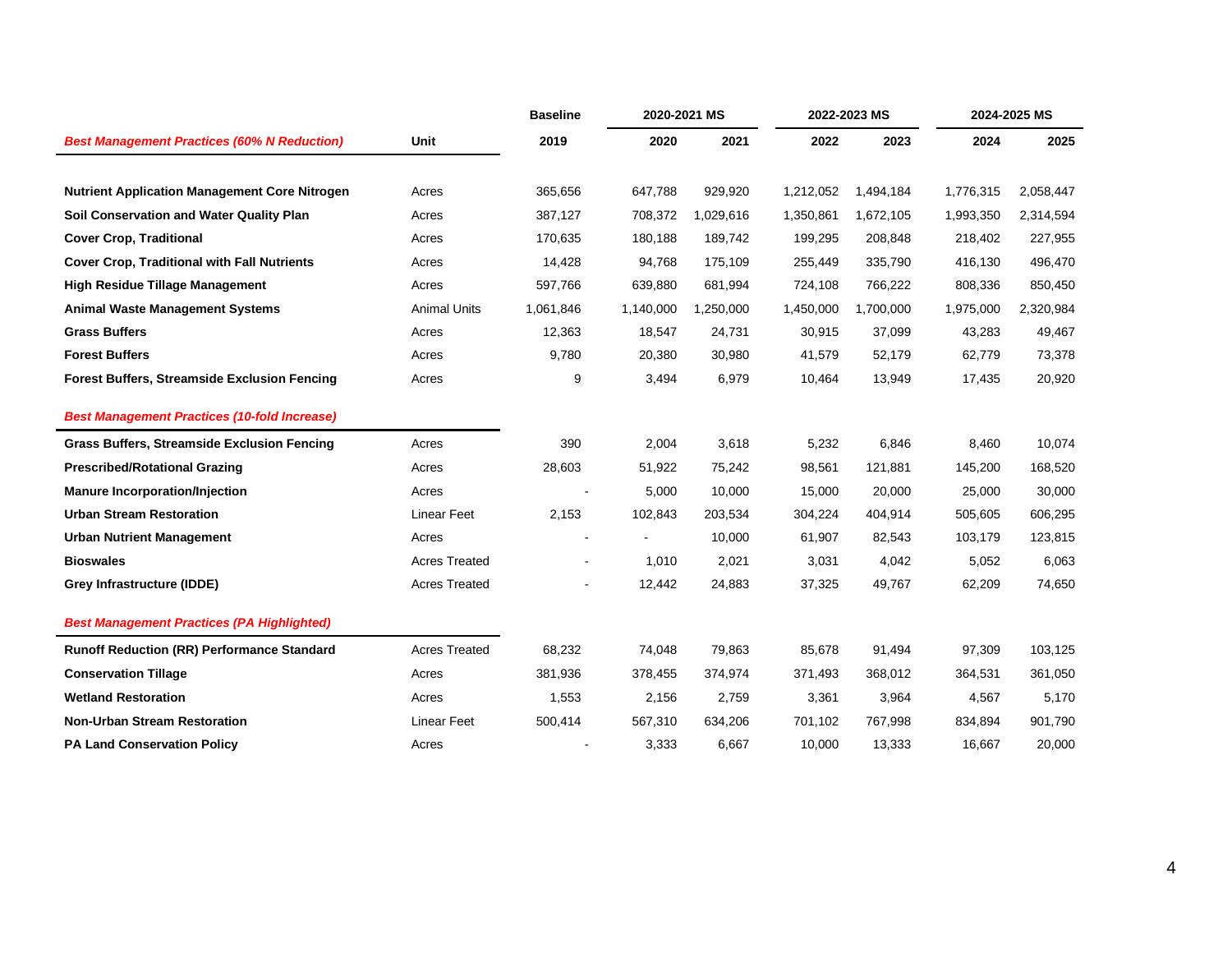| Best Management Practices (60% N Reduction) | Unit | Baseline | 2020-2021 MS | | 2022-2023 MS | | 2024-2025 MS | |
|---|---|---|---|---|---|---|---|---|
| | | 2019 | 2020 | 2021 | 2022 | 2023 | 2024 | 2025 |
| **Nutrient Application Management Core Nitrogen** | Acres | 365,656 | 647,788 | 929,920 | 1,212,052 | 1,494,184 | 1,776,315 | 2,058,447 |
| **Soil Conservation and Water Quality Plan** | Acres | 387,127 | 708,372 | 1,029,616 | 1,350,861 | 1,672,105 | 1,993,350 | 2,314,594 |
| **Cover Crop, Traditional** | Acres | 170,635 | 180,188 | 189,742 | 199,295 | 208,848 | 218,402 | 227,955 |
| **Cover Crop, Traditional with Fall Nutrients** | Acres | 14,428 | 94,768 | 175,109 | 255,449 | 335,790 | 416,130 | 496,470 |
| **High Residue Tillage Management** | Acres | 597,766 | 639,880 | 681,994 | 724,108 | 766,222 | 808,336 | 850,450 |
| **Animal Waste Management Systems** | Animal Units | 1,061,846 | 1,140,000 | 1,250,000 | 1,450,000 | 1,700,000 | 1,975,000 | 2,320,984 |
| **Grass Buffers** | Acres | 12,363 | 18,547 | 24,731 | 30,915 | 37,099 | 43,283 | 49,467 |
| **Forest Buffers** | Acres | 9,780 | 20,380 | 30,980 | 41,579 | 52,179 | 62,779 | 73,378 |
| **Forest Buffers, Streamside Exclusion Fencing** | Acres | 9 | 3,494 | 6,979 | 10,464 | 13,949 | 17,435 | 20,920 |
| ***Best Management Practices (10-fold Increase)*** | | | | | | | | |
| **Grass Buffers, Streamside Exclusion Fencing** | Acres | 390 | 2,004 | 3,618 | 5,232 | 6,846 | 8,460 | 10,074 |
| **Prescribed/Rotational Grazing** | Acres | 28,603 | 51,922 | 75,242 | 98,561 | 121,881 | 145,200 | 168,520 |
| **Manure Incorporation/Injection** | Acres | - | 5,000 | 10,000 | 15,000 | 20,000 | 25,000 | 30,000 |
| **Urban Stream Restoration** | Linear Feet | 2,153 | 102,843 | 203,534 | 304,224 | 404,914 | 505,605 | 606,295 |
| **Urban Nutrient Management** | Acres | - | - | 10,000 | 61,907 | 82,543 | 103,179 | 123,815 |
| **Bioswales** | Acres Treated | - | 1,010 | 2,021 | 3,031 | 4,042 | 5,052 | 6,063 |
| **Grey Infrastructure (IDDE)** | Acres Treated | - | 12,442 | 24,883 | 37,325 | 49,767 | 62,209 | 74,650 |
| ***Best Management Practices (PA Highlighted)*** | | | | | | | | |
| **Runoff Reduction (RR) Performance Standard** | Acres Treated | 68,232 | 74,048 | 79,863 | 85,678 | 91,494 | 97,309 | 103,125 |
| **Conservation Tillage** | Acres | 381,936 | 378,455 | 374,974 | 371,493 | 368,012 | 364,531 | 361,050 |
| **Wetland Restoration** | Acres | 1,553 | 2,156 | 2,759 | 3,361 | 3,964 | 4,567 | 5,170 |
| **Non-Urban Stream Restoration** | Linear Feet | 500,414 | 567,310 | 634,206 | 701,102 | 767,998 | 834,894 | 901,790 |
| **PA Land Conservation Policy** | Acres | - | 3,333 | 6,667 | 10,000 | 13,333 | 16,667 | 20,000 |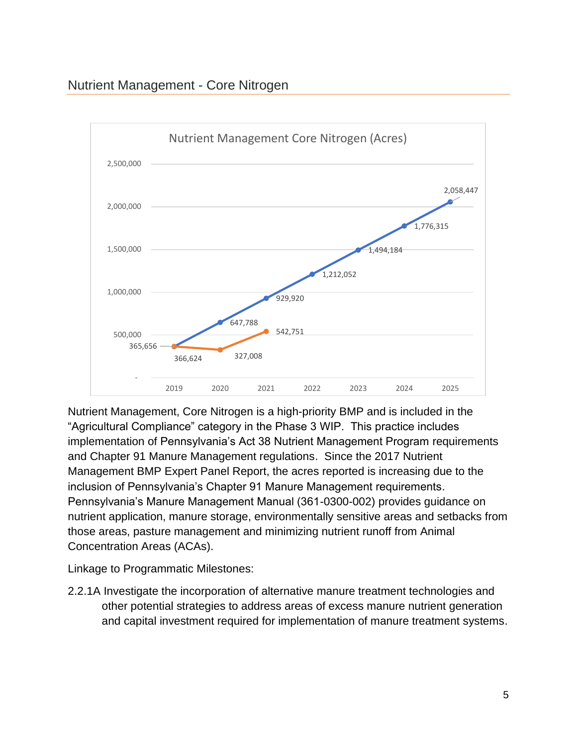## Nutrient Management - Core Nitrogen

Nutrient Management Core Nitrogen (Acres)

| Year | Series 1 | Series 2 |
|---|---|---|
| 2019 | 365,656 | 366,624 |
| 2020 | 647,788 | 327,008 |
| 2021 | 929,920 | 542,751 |
| 2022 | 1,212,052 | |
| 2023 | 1,494,184 | |
| 2024 | 1,776,315 | |
| 2025 | 2,058,447 | |

Nutrient Management, Core Nitrogen is a high-priority BMP and is included in the "Agricultural Compliance" category in the Phase 3 WIP. This practice includes implementation of Pennsylvania's Act 38 Nutrient Management Program requirements and Chapter 91 Manure Management regulations. Since the 2017 Nutrient Management BMP Expert Panel Report, the acres reported is increasing due to the inclusion of Pennsylvania's Chapter 91 Manure Management requirements. Pennsylvania's Manure Management Manual (361-0300-002) provides guidance on nutrient application, manure storage, environmentally sensitive areas and setbacks from those areas, pasture management and minimizing nutrient runoff from Animal Concentration Areas (ACAs).

Linkage to Programmatic Milestones:

2.2.1A Investigate the incorporation of alternative manure treatment technologies and other potential strategies to address areas of excess manure nutrient generation and capital investment required for implementation of manure treatment systems.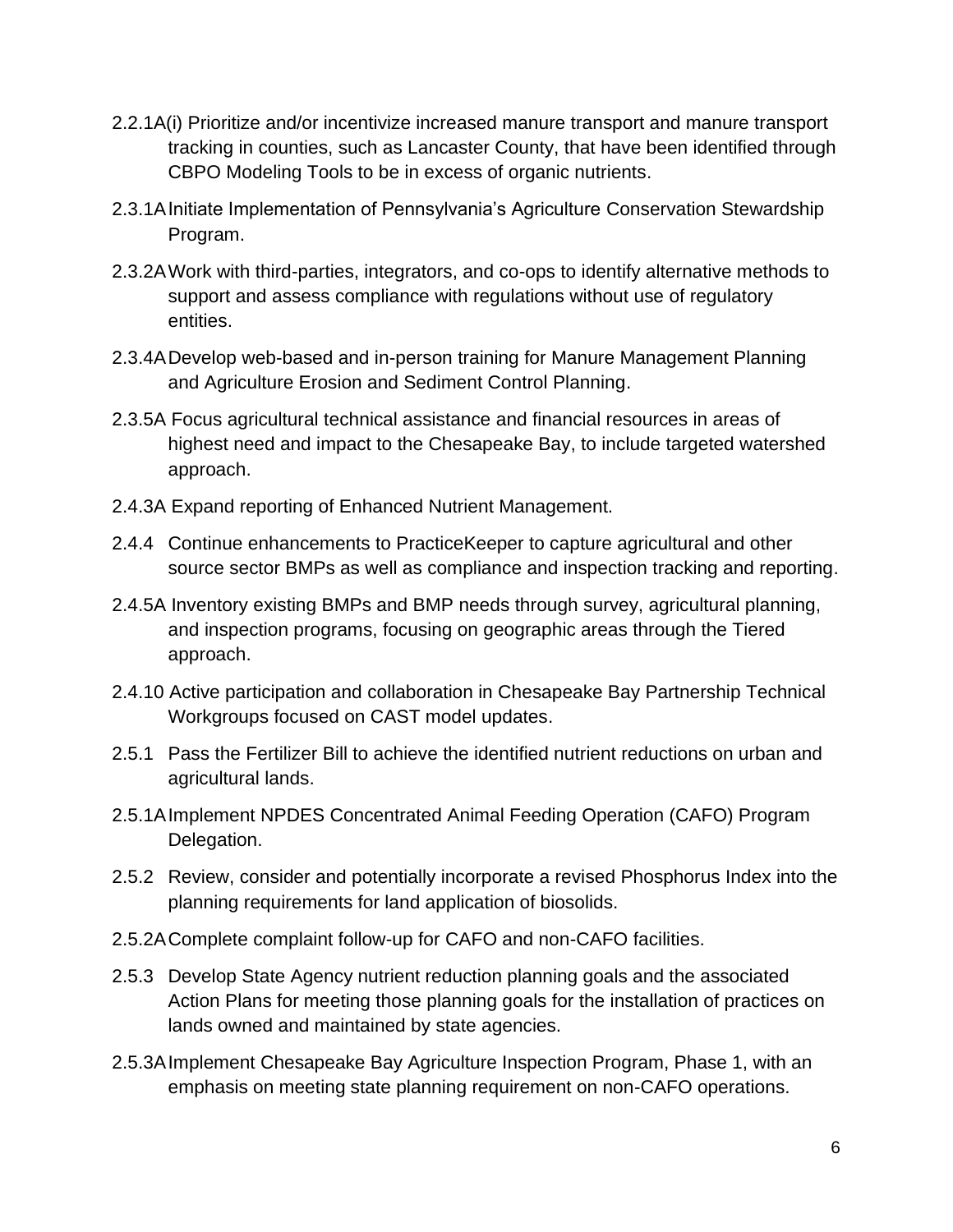2.2.1A(i) Prioritize and/or incentivize increased manure transport and manure transport tracking in counties, such as Lancaster County, that have been identified through CBPO Modeling Tools to be in excess of organic nutrients.

2.3.1A Initiate Implementation of Pennsylvania's Agriculture Conservation Stewardship Program.

2.3.2A Work with third-parties, integrators, and co-ops to identify alternative methods to support and assess compliance with regulations without use of regulatory entities.

2.3.4A Develop web-based and in-person training for Manure Management Planning and Agriculture Erosion and Sediment Control Planning.

2.3.5A Focus agricultural technical assistance and financial resources in areas of highest need and impact to the Chesapeake Bay, to include targeted watershed approach.

2.4.3A Expand reporting of Enhanced Nutrient Management.

2.4.4 Continue enhancements to PracticeKeeper to capture agricultural and other source sector BMPs as well as compliance and inspection tracking and reporting.

2.4.5A Inventory existing BMPs and BMP needs through survey, agricultural planning, and inspection programs, focusing on geographic areas through the Tiered approach.

2.4.10 Active participation and collaboration in Chesapeake Bay Partnership Technical Workgroups focused on CAST model updates.

2.5.1 Pass the Fertilizer Bill to achieve the identified nutrient reductions on urban and agricultural lands.

2.5.1A Implement NPDES Concentrated Animal Feeding Operation (CAFO) Program Delegation.

2.5.2 Review, consider and potentially incorporate a revised Phosphorus Index into the planning requirements for land application of biosolids.

2.5.2A Complete complaint follow-up for CAFO and non-CAFO facilities.

2.5.3 Develop State Agency nutrient reduction planning goals and the associated Action Plans for meeting those planning goals for the installation of practices on lands owned and maintained by state agencies.

2.5.3A Implement Chesapeake Bay Agriculture Inspection Program, Phase 1, with an emphasis on meeting state planning requirement on non-CAFO operations.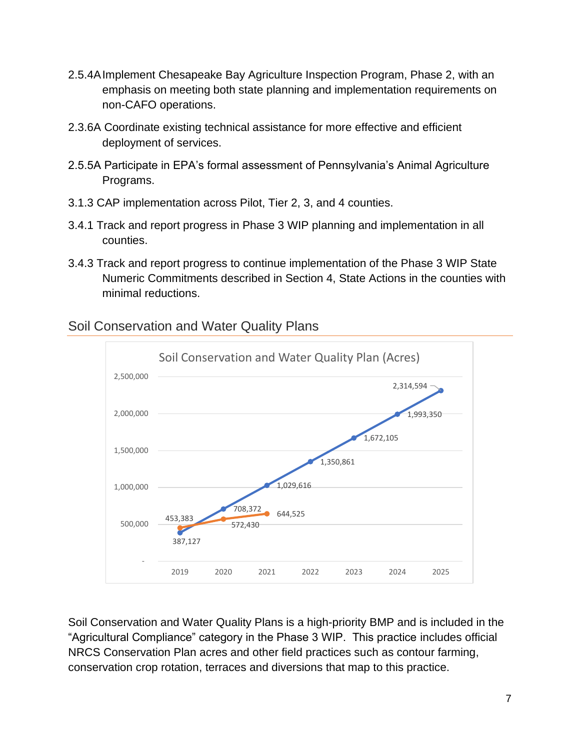2.5.4A Implement Chesapeake Bay Agriculture Inspection Program, Phase 2, with an emphasis on meeting both state planning and implementation requirements on non-CAFO operations.

2.3.6A Coordinate existing technical assistance for more effective and efficient deployment of services.

2.5.5A Participate in EPA's formal assessment of Pennsylvania's Animal Agriculture Programs.

3.1.3 CAP implementation across Pilot, Tier 2, 3, and 4 counties.

3.4.1 Track and report progress in Phase 3 WIP planning and implementation in all counties.

3.4.3 Track and report progress to continue implementation of the Phase 3 WIP State Numeric Commitments described in Section 4, State Actions in the counties with minimal reductions.

## Soil Conservation and Water Quality Plans

**Soil Conservation and Water Quality Plan (Acres)**

| Year | Blue series | Orange series |
|---|---|---|
| 2019 | 387,127 | 453,383 |
| 2020 | 708,372 | 572,430 |
| 2021 | 1,029,616 | 644,525 |
| 2022 | 1,350,861 | |
| 2023 | 1,672,105 | |
| 2024 | 1,993,350 | |
| 2025 | 2,314,594 | |

Soil Conservation and Water Quality Plans is a high-priority BMP and is included in the "Agricultural Compliance" category in the Phase 3 WIP. This practice includes official NRCS Conservation Plan acres and other field practices such as contour farming, conservation crop rotation, terraces and diversions that map to this practice.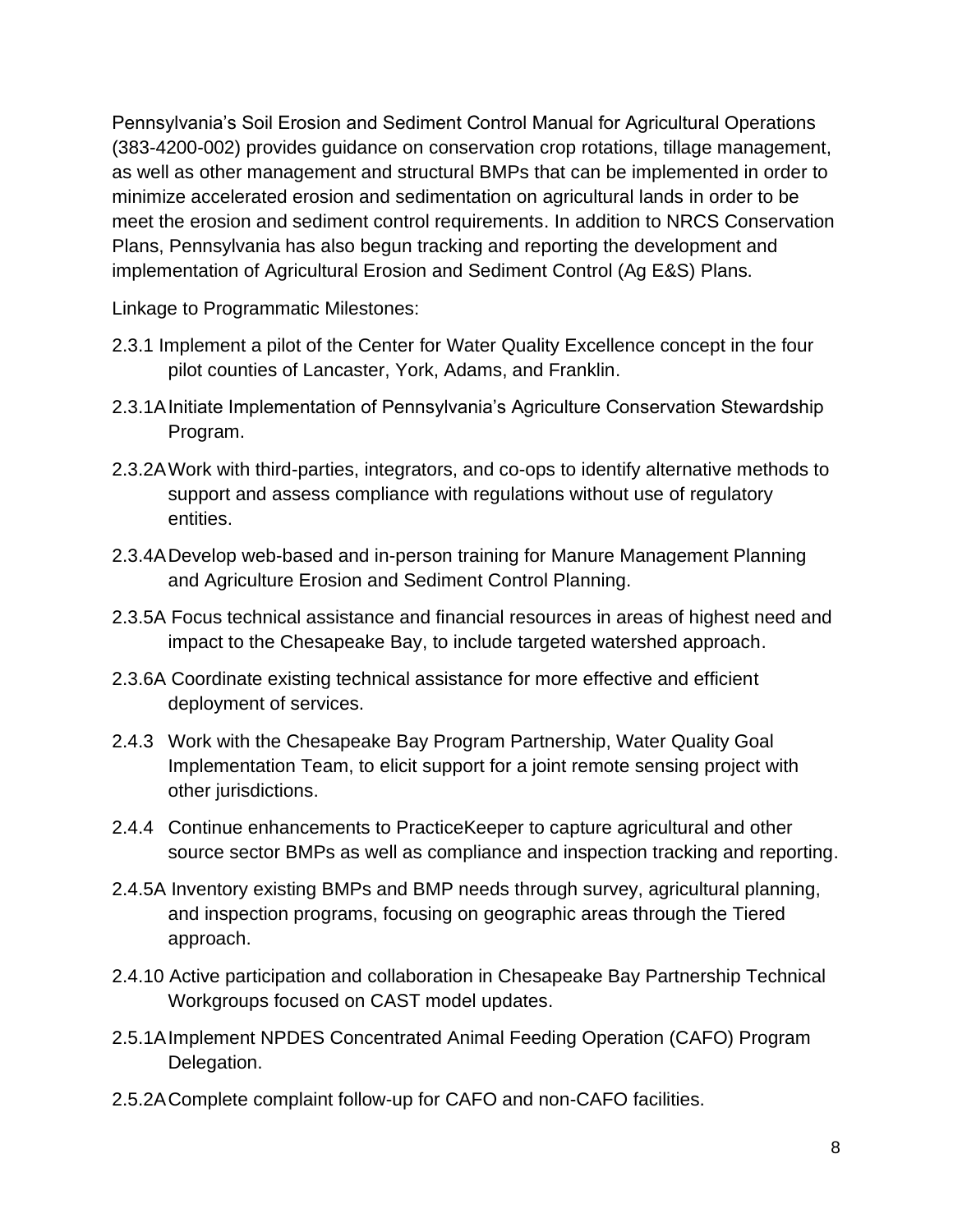Pennsylvania's Soil Erosion and Sediment Control Manual for Agricultural Operations (383-4200-002) provides guidance on conservation crop rotations, tillage management, as well as other management and structural BMPs that can be implemented in order to minimize accelerated erosion and sedimentation on agricultural lands in order to be meet the erosion and sediment control requirements. In addition to NRCS Conservation Plans, Pennsylvania has also begun tracking and reporting the development and implementation of Agricultural Erosion and Sediment Control (Ag E&S) Plans.

Linkage to Programmatic Milestones:

2.3.1 Implement a pilot of the Center for Water Quality Excellence concept in the four pilot counties of Lancaster, York, Adams, and Franklin.

2.3.1A Initiate Implementation of Pennsylvania's Agriculture Conservation Stewardship Program.

2.3.2A Work with third-parties, integrators, and co-ops to identify alternative methods to support and assess compliance with regulations without use of regulatory entities.

2.3.4A Develop web-based and in-person training for Manure Management Planning and Agriculture Erosion and Sediment Control Planning.

2.3.5A Focus technical assistance and financial resources in areas of highest need and impact to the Chesapeake Bay, to include targeted watershed approach.

2.3.6A Coordinate existing technical assistance for more effective and efficient deployment of services.

2.4.3 Work with the Chesapeake Bay Program Partnership, Water Quality Goal Implementation Team, to elicit support for a joint remote sensing project with other jurisdictions.

2.4.4 Continue enhancements to PracticeKeeper to capture agricultural and other source sector BMPs as well as compliance and inspection tracking and reporting.

2.4.5A Inventory existing BMPs and BMP needs through survey, agricultural planning, and inspection programs, focusing on geographic areas through the Tiered approach.

2.4.10 Active participation and collaboration in Chesapeake Bay Partnership Technical Workgroups focused on CAST model updates.

2.5.1A Implement NPDES Concentrated Animal Feeding Operation (CAFO) Program Delegation.

2.5.2A Complete complaint follow-up for CAFO and non-CAFO facilities.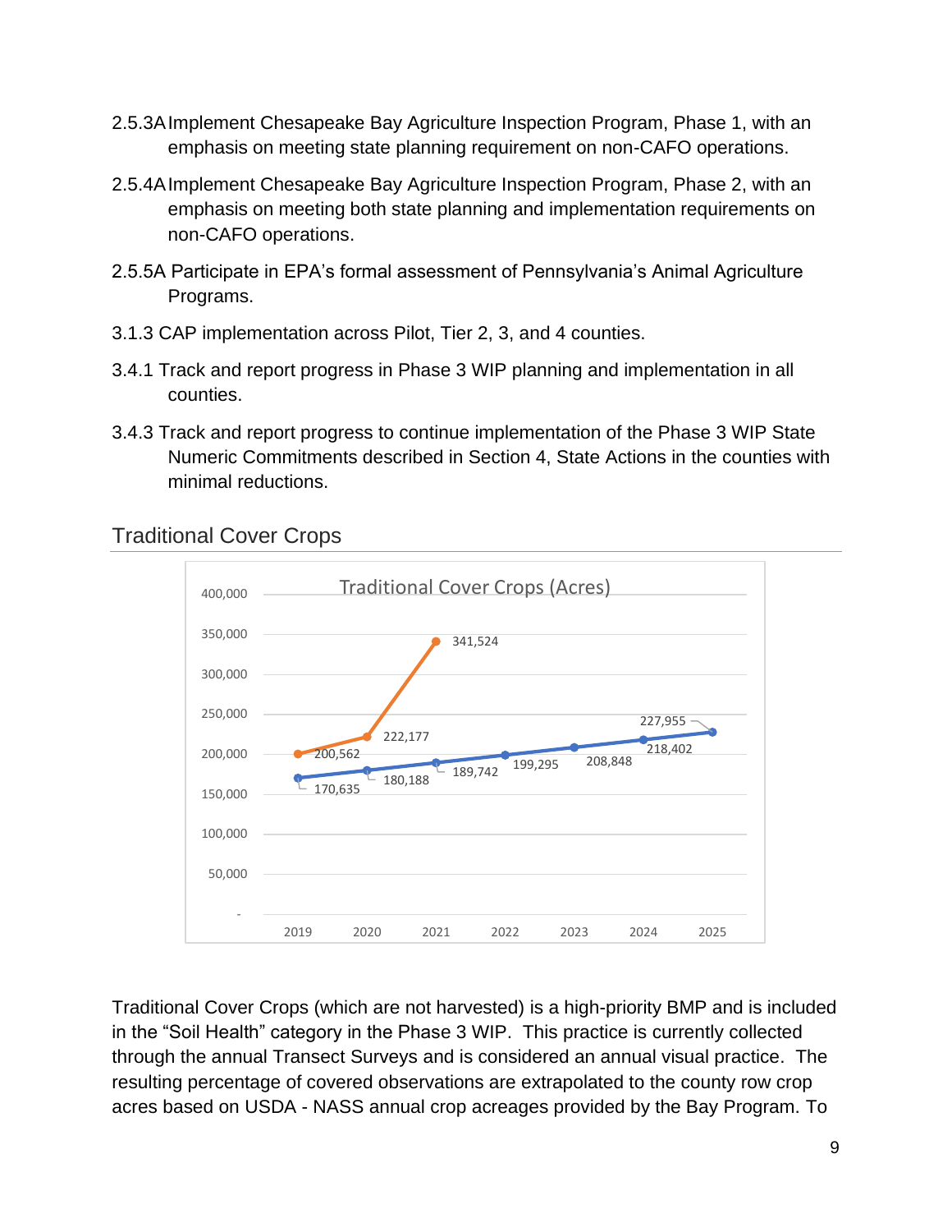2.5.3A Implement Chesapeake Bay Agriculture Inspection Program, Phase 1, with an emphasis on meeting state planning requirement on non-CAFO operations.

2.5.4A Implement Chesapeake Bay Agriculture Inspection Program, Phase 2, with an emphasis on meeting both state planning and implementation requirements on non-CAFO operations.

2.5.5A Participate in EPA's formal assessment of Pennsylvania's Animal Agriculture Programs.

3.1.3 CAP implementation across Pilot, Tier 2, 3, and 4 counties.

3.4.1 Track and report progress in Phase 3 WIP planning and implementation in all counties.

3.4.3 Track and report progress to continue implementation of the Phase 3 WIP State Numeric Commitments described in Section 4, State Actions in the counties with minimal reductions.

## Traditional Cover Crops

Traditional Cover Crops (Acres)

| Year | Series 1 | Series 2 |
|---|---|---|
| 2019 | 200,562 | 170,635 |
| 2020 | 222,177 | 180,188 |
| 2021 | 341,524 | 189,742 |
| 2022 | | 199,295 |
| 2023 | | 208,848 |
| 2024 | | 218,402 |
| 2025 | | 227,955 |

Traditional Cover Crops (which are not harvested) is a high-priority BMP and is included in the "Soil Health" category in the Phase 3 WIP. This practice is currently collected through the annual Transect Surveys and is considered an annual visual practice. The resulting percentage of covered observations are extrapolated to the county row crop acres based on USDA - NASS annual crop acreages provided by the Bay Program. To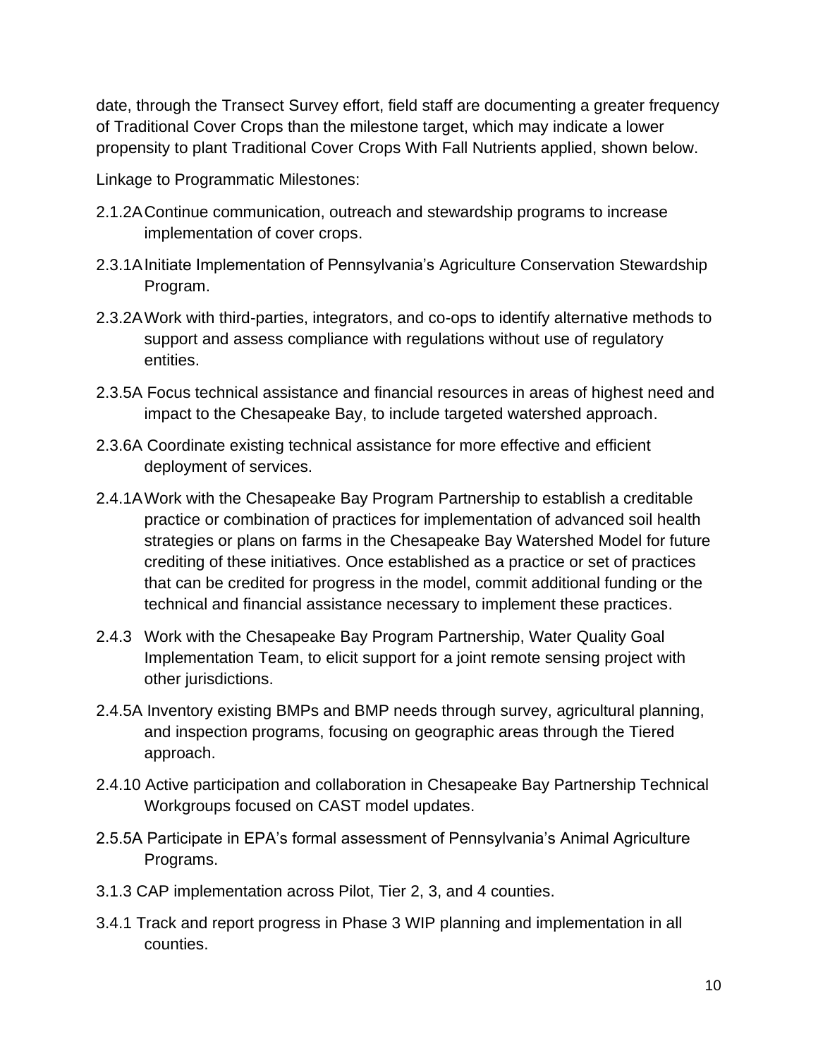date, through the Transect Survey effort, field staff are documenting a greater frequency of Traditional Cover Crops than the milestone target, which may indicate a lower propensity to plant Traditional Cover Crops With Fall Nutrients applied, shown below.

Linkage to Programmatic Milestones:

- 2.1.2A Continue communication, outreach and stewardship programs to increase implementation of cover crops.
- 2.3.1A Initiate Implementation of Pennsylvania's Agriculture Conservation Stewardship Program.
- 2.3.2A Work with third-parties, integrators, and co-ops to identify alternative methods to support and assess compliance with regulations without use of regulatory entities.
- 2.3.5A Focus technical assistance and financial resources in areas of highest need and impact to the Chesapeake Bay, to include targeted watershed approach.
- 2.3.6A Coordinate existing technical assistance for more effective and efficient deployment of services.
- 2.4.1A Work with the Chesapeake Bay Program Partnership to establish a creditable practice or combination of practices for implementation of advanced soil health strategies or plans on farms in the Chesapeake Bay Watershed Model for future crediting of these initiatives. Once established as a practice or set of practices that can be credited for progress in the model, commit additional funding or the technical and financial assistance necessary to implement these practices.
- 2.4.3 Work with the Chesapeake Bay Program Partnership, Water Quality Goal Implementation Team, to elicit support for a joint remote sensing project with other jurisdictions.
- 2.4.5A Inventory existing BMPs and BMP needs through survey, agricultural planning, and inspection programs, focusing on geographic areas through the Tiered approach.
- 2.4.10 Active participation and collaboration in Chesapeake Bay Partnership Technical Workgroups focused on CAST model updates.
- 2.5.5A Participate in EPA's formal assessment of Pennsylvania's Animal Agriculture Programs.
- 3.1.3 CAP implementation across Pilot, Tier 2, 3, and 4 counties.
- 3.4.1 Track and report progress in Phase 3 WIP planning and implementation in all counties.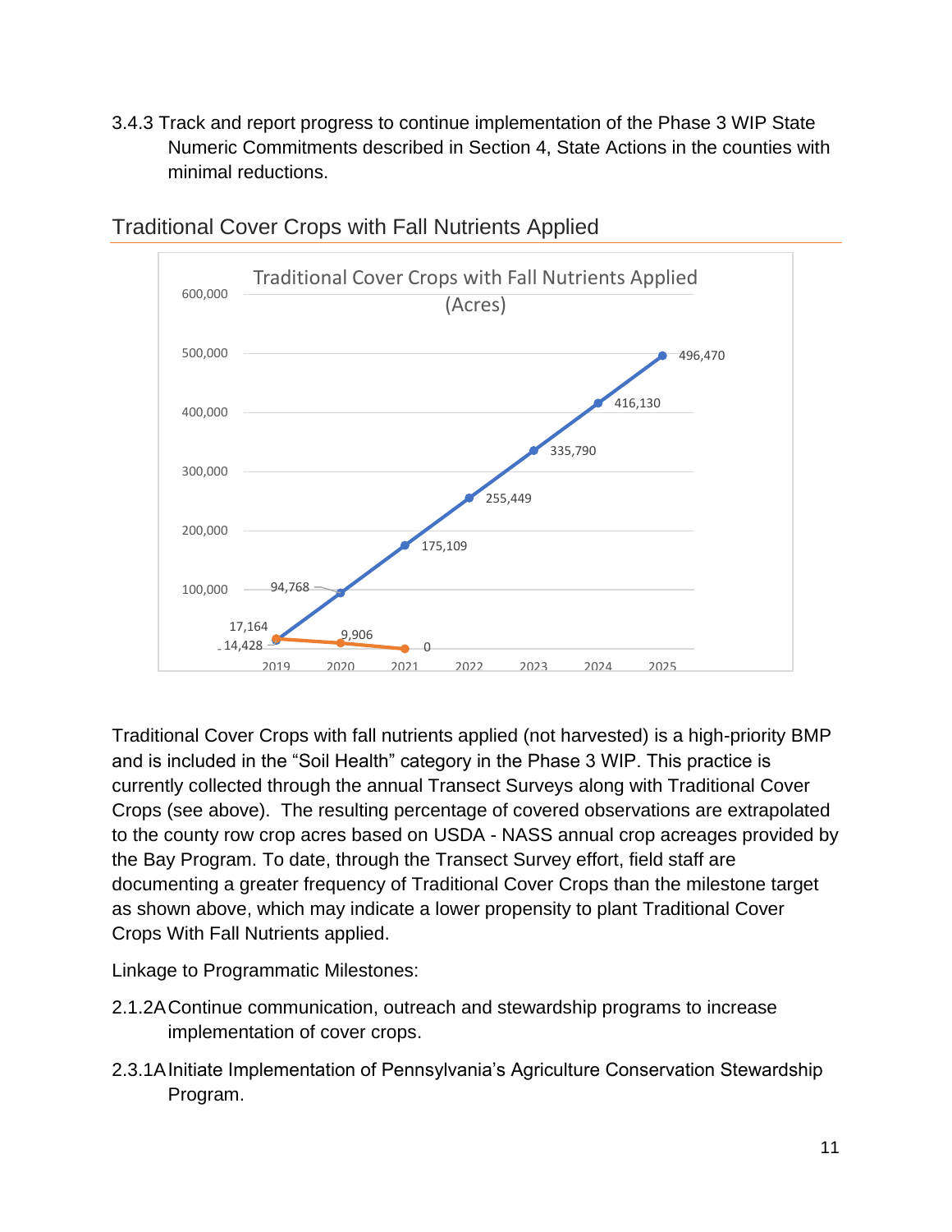3.4.3 Track and report progress to continue implementation of the Phase 3 WIP State Numeric Commitments described in Section 4, State Actions in the counties with minimal reductions.

## Traditional Cover Crops with Fall Nutrients Applied

Traditional Cover Crops with Fall Nutrients Applied (Acres)

| Year | Series 1 | Series 2 |
|---|---|---|
| 2019 | 14,428 | 17,164 |
| 2020 | 94,768 | 9,906 |
| 2021 | 175,109 | 0 |
| 2022 | 255,449 | |
| 2023 | 335,790 | |
| 2024 | 416,130 | |
| 2025 | 496,470 | |

Traditional Cover Crops with fall nutrients applied (not harvested) is a high-priority BMP and is included in the "Soil Health" category in the Phase 3 WIP. This practice is currently collected through the annual Transect Surveys along with Traditional Cover Crops (see above). The resulting percentage of covered observations are extrapolated to the county row crop acres based on USDA - NASS annual crop acreages provided by the Bay Program. To date, through the Transect Survey effort, field staff are documenting a greater frequency of Traditional Cover Crops than the milestone target as shown above, which may indicate a lower propensity to plant Traditional Cover Crops With Fall Nutrients applied.

Linkage to Programmatic Milestones:

2.1.2A Continue communication, outreach and stewardship programs to increase implementation of cover crops.

2.3.1A Initiate Implementation of Pennsylvania's Agriculture Conservation Stewardship Program.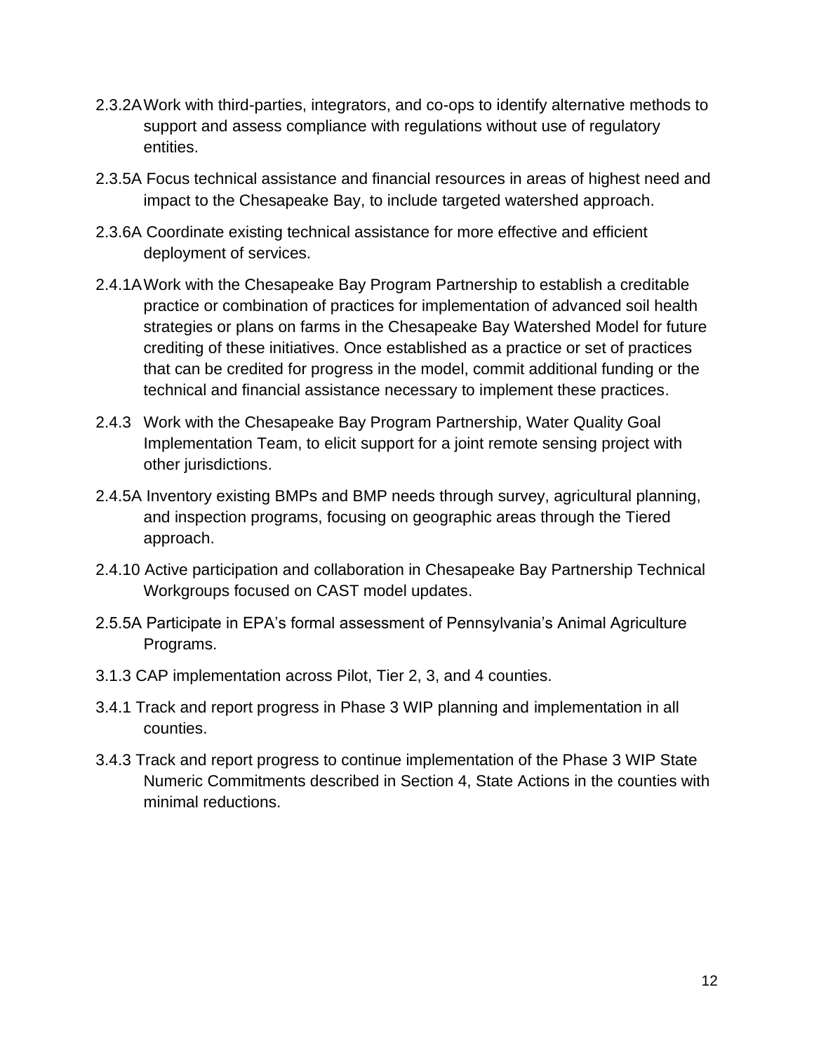2.3.2A Work with third-parties, integrators, and co-ops to identify alternative methods to support and assess compliance with regulations without use of regulatory entities.

2.3.5A Focus technical assistance and financial resources in areas of highest need and impact to the Chesapeake Bay, to include targeted watershed approach.

2.3.6A Coordinate existing technical assistance for more effective and efficient deployment of services.

2.4.1A Work with the Chesapeake Bay Program Partnership to establish a creditable practice or combination of practices for implementation of advanced soil health strategies or plans on farms in the Chesapeake Bay Watershed Model for future crediting of these initiatives. Once established as a practice or set of practices that can be credited for progress in the model, commit additional funding or the technical and financial assistance necessary to implement these practices.

2.4.3 Work with the Chesapeake Bay Program Partnership, Water Quality Goal Implementation Team, to elicit support for a joint remote sensing project with other jurisdictions.

2.4.5A Inventory existing BMPs and BMP needs through survey, agricultural planning, and inspection programs, focusing on geographic areas through the Tiered approach.

2.4.10 Active participation and collaboration in Chesapeake Bay Partnership Technical Workgroups focused on CAST model updates.

2.5.5A Participate in EPA's formal assessment of Pennsylvania's Animal Agriculture Programs.

3.1.3 CAP implementation across Pilot, Tier 2, 3, and 4 counties.

3.4.1 Track and report progress in Phase 3 WIP planning and implementation in all counties.

3.4.3 Track and report progress to continue implementation of the Phase 3 WIP State Numeric Commitments described in Section 4, State Actions in the counties with minimal reductions.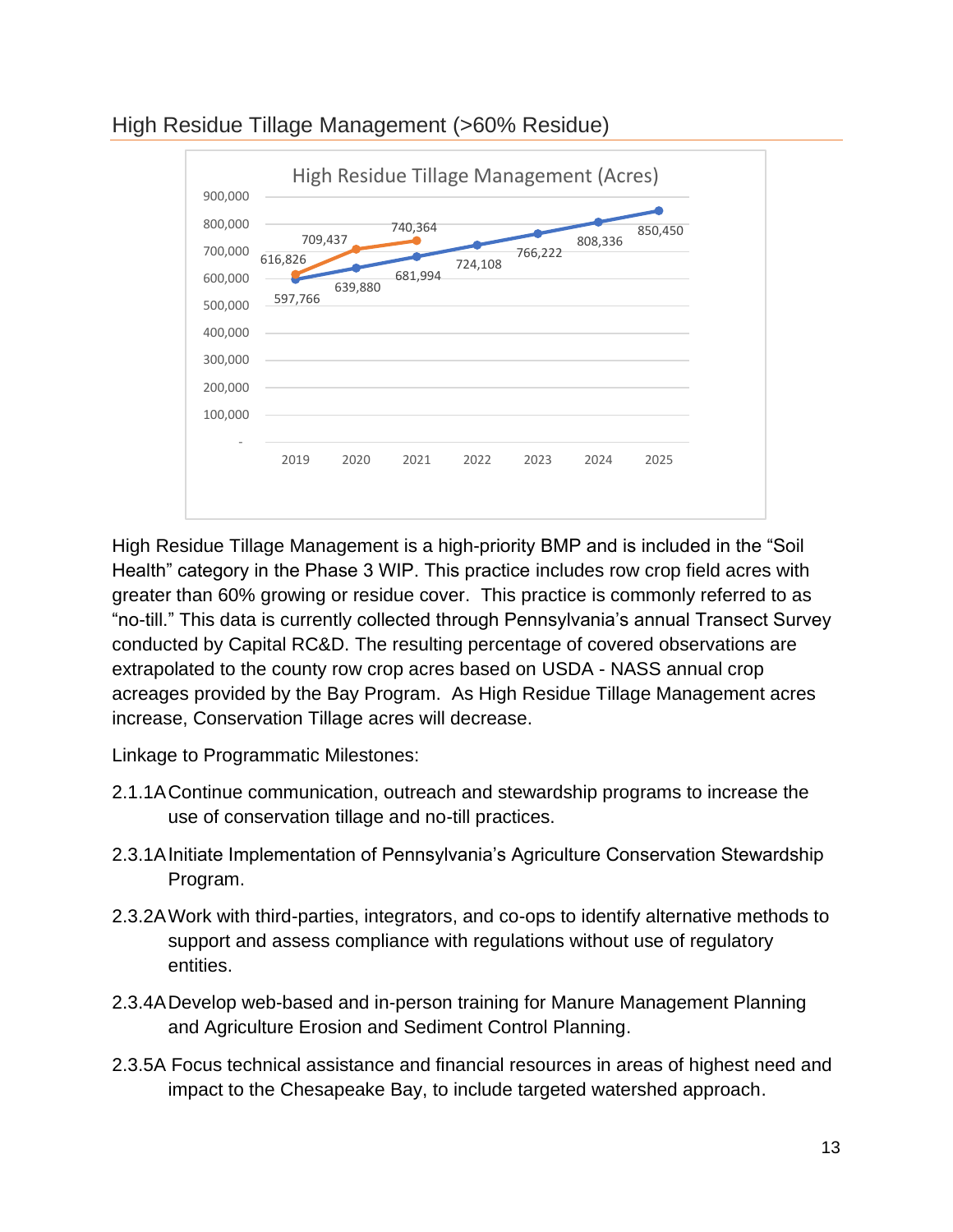## High Residue Tillage Management (>60% Residue)

High Residue Tillage Management (Acres)

| Year | Series 1 | Series 2 |
|---|---|---|
| 2019 | 597,766 | 616,826 |
| 2020 | 639,880 | 709,437 |
| 2021 | 681,994 | 740,364 |
| 2022 | 724,108 | |
| 2023 | 766,222 | |
| 2024 | 808,336 | |
| 2025 | 850,450 | |

High Residue Tillage Management is a high-priority BMP and is included in the "Soil Health" category in the Phase 3 WIP. This practice includes row crop field acres with greater than 60% growing or residue cover. This practice is commonly referred to as "no-till." This data is currently collected through Pennsylvania's annual Transect Survey conducted by Capital RC&D. The resulting percentage of covered observations are extrapolated to the county row crop acres based on USDA - NASS annual crop acreages provided by the Bay Program. As High Residue Tillage Management acres increase, Conservation Tillage acres will decrease.

Linkage to Programmatic Milestones:

- 2.1.1A Continue communication, outreach and stewardship programs to increase the use of conservation tillage and no-till practices.
- 2.3.1A Initiate Implementation of Pennsylvania's Agriculture Conservation Stewardship Program.
- 2.3.2A Work with third-parties, integrators, and co-ops to identify alternative methods to support and assess compliance with regulations without use of regulatory entities.
- 2.3.4A Develop web-based and in-person training for Manure Management Planning and Agriculture Erosion and Sediment Control Planning.
- 2.3.5A Focus technical assistance and financial resources in areas of highest need and impact to the Chesapeake Bay, to include targeted watershed approach.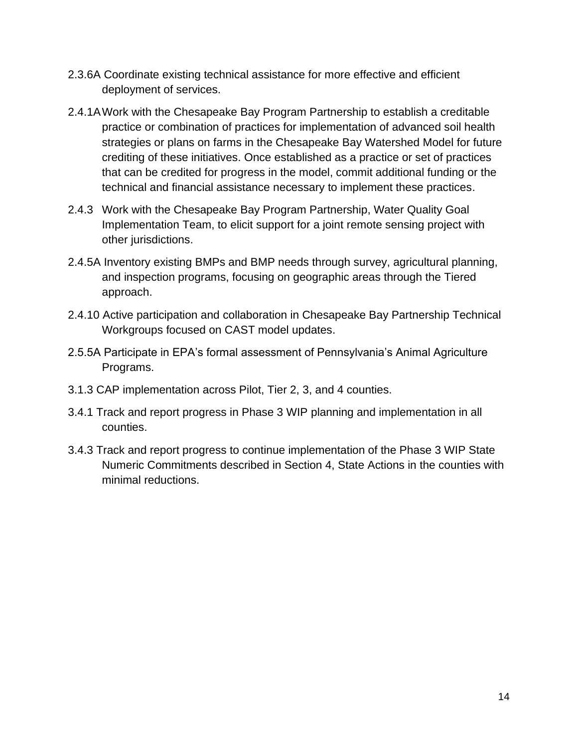2.3.6A Coordinate existing technical assistance for more effective and efficient deployment of services.

2.4.1A Work with the Chesapeake Bay Program Partnership to establish a creditable practice or combination of practices for implementation of advanced soil health strategies or plans on farms in the Chesapeake Bay Watershed Model for future crediting of these initiatives. Once established as a practice or set of practices that can be credited for progress in the model, commit additional funding or the technical and financial assistance necessary to implement these practices.

2.4.3 Work with the Chesapeake Bay Program Partnership, Water Quality Goal Implementation Team, to elicit support for a joint remote sensing project with other jurisdictions.

2.4.5A Inventory existing BMPs and BMP needs through survey, agricultural planning, and inspection programs, focusing on geographic areas through the Tiered approach.

2.4.10 Active participation and collaboration in Chesapeake Bay Partnership Technical Workgroups focused on CAST model updates.

2.5.5A Participate in EPA's formal assessment of Pennsylvania's Animal Agriculture Programs.

3.1.3 CAP implementation across Pilot, Tier 2, 3, and 4 counties.

3.4.1 Track and report progress in Phase 3 WIP planning and implementation in all counties.

3.4.3 Track and report progress to continue implementation of the Phase 3 WIP State Numeric Commitments described in Section 4, State Actions in the counties with minimal reductions.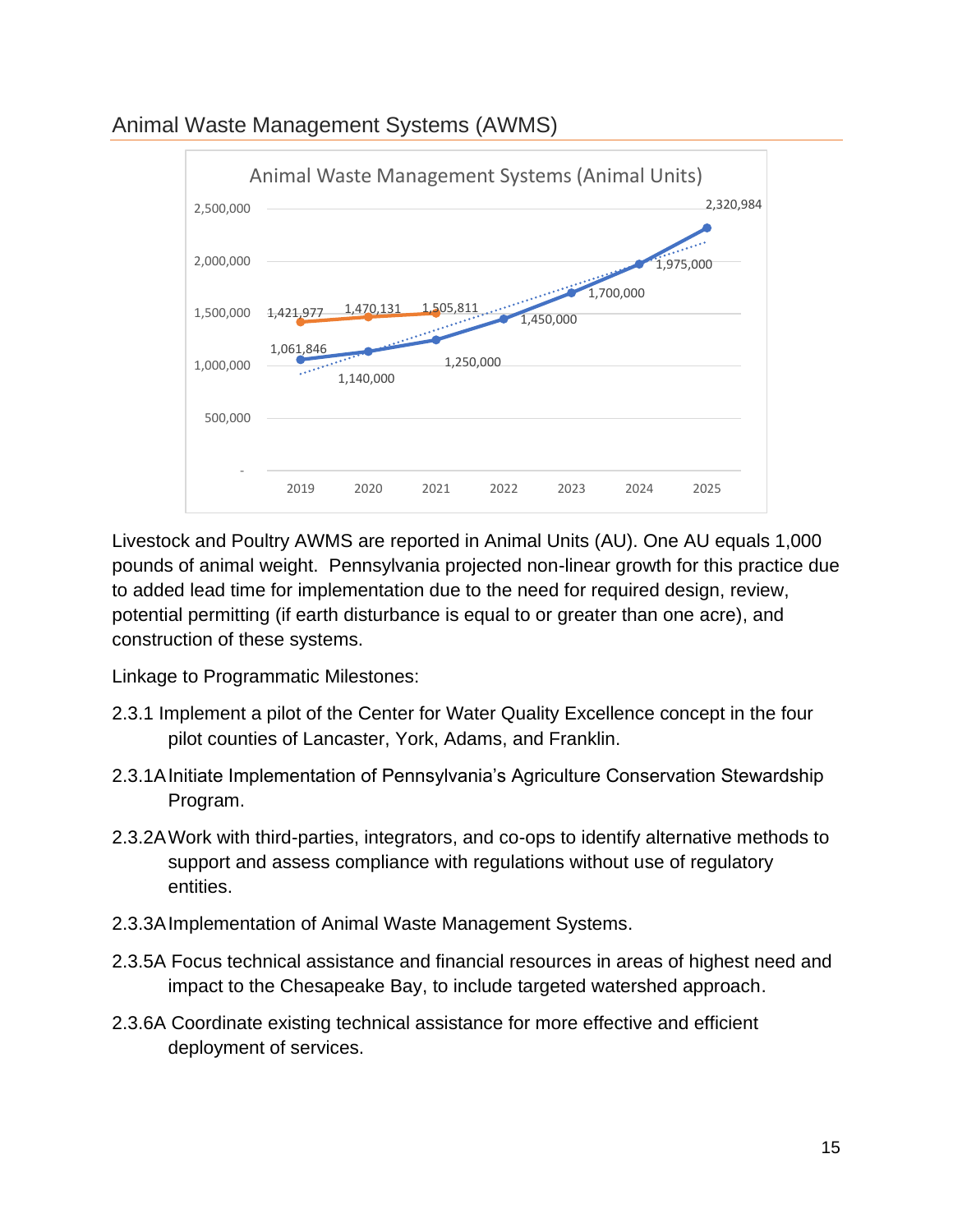## Animal Waste Management Systems (AWMS)

Animal Waste Management Systems (Animal Units)

| Year | Series 1 (orange) | Series 2 (blue) |
|---|---|---|
| 2019 | 1,421,977 | 1,061,846 |
| 2020 | 1,470,131 | 1,140,000 |
| 2021 | 1,505,811 | 1,250,000 |
| 2022 | | 1,450,000 |
| 2023 | | 1,700,000 |
| 2024 | | 1,975,000 |
| 2025 | | 2,320,984 |

Livestock and Poultry AWMS are reported in Animal Units (AU). One AU equals 1,000 pounds of animal weight. Pennsylvania projected non-linear growth for this practice due to added lead time for implementation due to the need for required design, review, potential permitting (if earth disturbance is equal to or greater than one acre), and construction of these systems.

Linkage to Programmatic Milestones:

2.3.1 Implement a pilot of the Center for Water Quality Excellence concept in the four pilot counties of Lancaster, York, Adams, and Franklin.

2.3.1A Initiate Implementation of Pennsylvania's Agriculture Conservation Stewardship Program.

2.3.2A Work with third-parties, integrators, and co-ops to identify alternative methods to support and assess compliance with regulations without use of regulatory entities.

2.3.3A Implementation of Animal Waste Management Systems.

2.3.5A Focus technical assistance and financial resources in areas of highest need and impact to the Chesapeake Bay, to include targeted watershed approach.

2.3.6A Coordinate existing technical assistance for more effective and efficient deployment of services.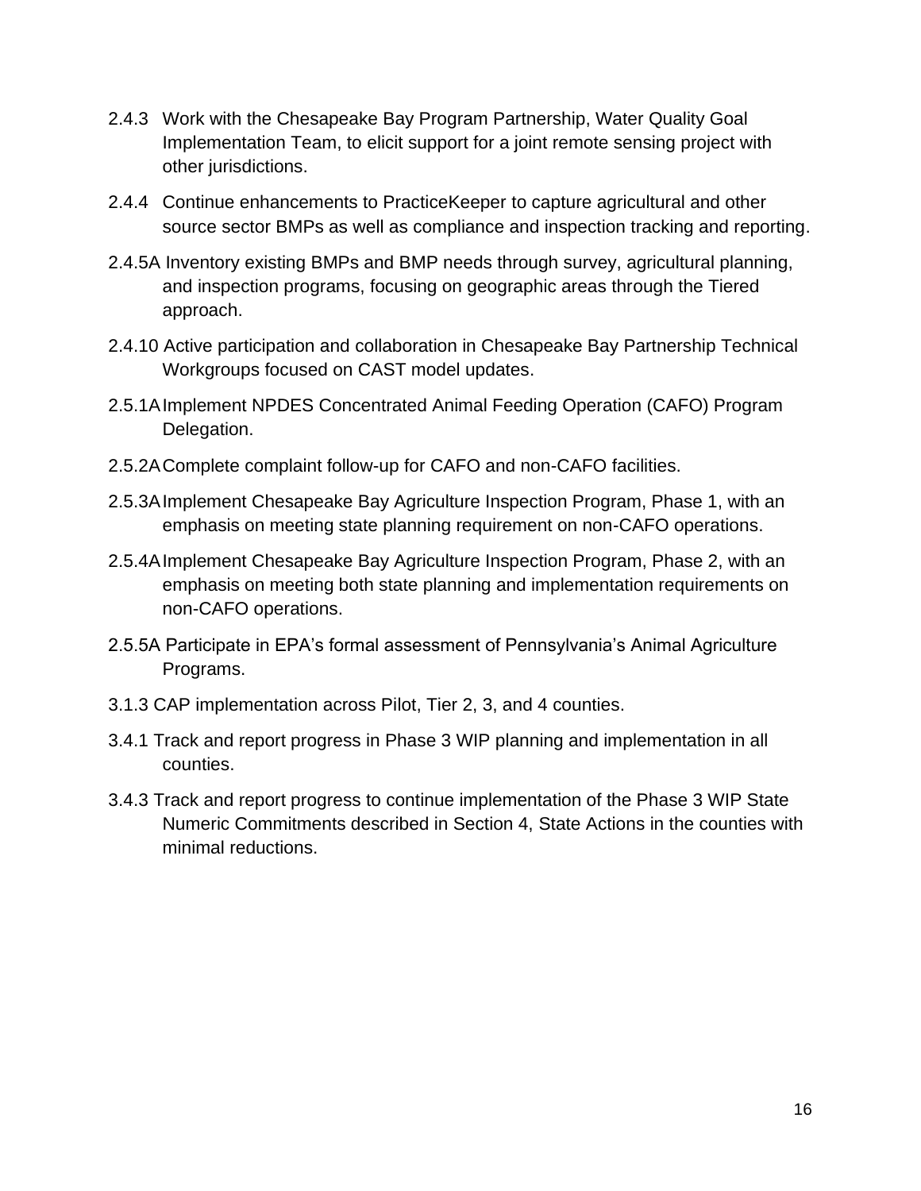2.4.3 Work with the Chesapeake Bay Program Partnership, Water Quality Goal Implementation Team, to elicit support for a joint remote sensing project with other jurisdictions.

2.4.4 Continue enhancements to PracticeKeeper to capture agricultural and other source sector BMPs as well as compliance and inspection tracking and reporting.

2.4.5A Inventory existing BMPs and BMP needs through survey, agricultural planning, and inspection programs, focusing on geographic areas through the Tiered approach.

2.4.10 Active participation and collaboration in Chesapeake Bay Partnership Technical Workgroups focused on CAST model updates.

2.5.1A Implement NPDES Concentrated Animal Feeding Operation (CAFO) Program Delegation.

2.5.2A Complete complaint follow-up for CAFO and non-CAFO facilities.

2.5.3A Implement Chesapeake Bay Agriculture Inspection Program, Phase 1, with an emphasis on meeting state planning requirement on non-CAFO operations.

2.5.4A Implement Chesapeake Bay Agriculture Inspection Program, Phase 2, with an emphasis on meeting both state planning and implementation requirements on non-CAFO operations.

2.5.5A Participate in EPA's formal assessment of Pennsylvania's Animal Agriculture Programs.

3.1.3 CAP implementation across Pilot, Tier 2, 3, and 4 counties.

3.4.1 Track and report progress in Phase 3 WIP planning and implementation in all counties.

3.4.3 Track and report progress to continue implementation of the Phase 3 WIP State Numeric Commitments described in Section 4, State Actions in the counties with minimal reductions.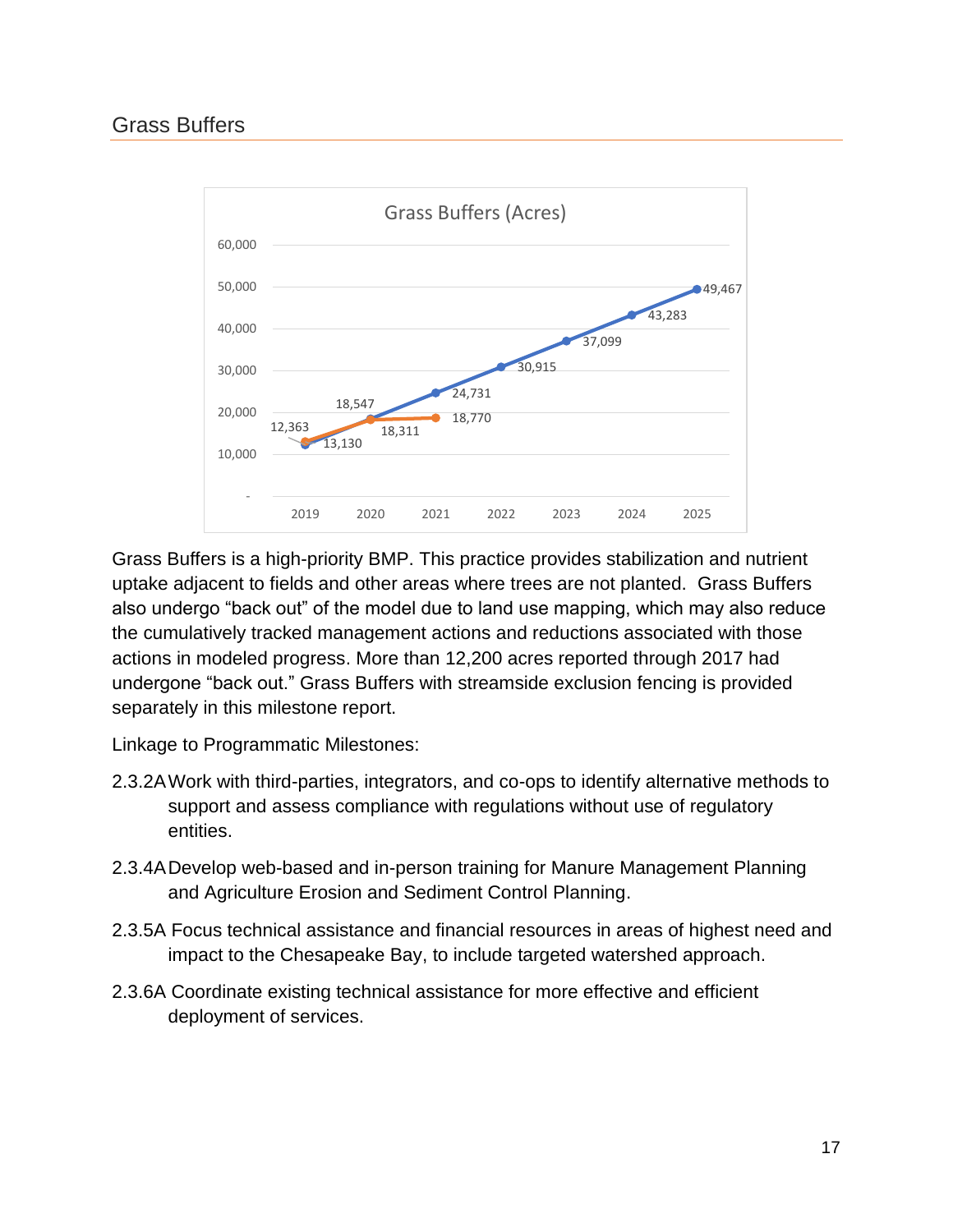## Grass Buffers

Grass Buffers is a high-priority BMP. This practice provides stabilization and nutrient uptake adjacent to fields and other areas where trees are not planted. Grass Buffers also undergo “back out” of the model due to land use mapping, which may also reduce the cumulatively tracked management actions and reductions associated with those actions in modeled progress. More than 12,200 acres reported through 2017 had undergone “back out.” Grass Buffers with streamside exclusion fencing is provided separately in this milestone report.

Linkage to Programmatic Milestones:

2.3.2A Work with third-parties, integrators, and co-ops to identify alternative methods to support and assess compliance with regulations without use of regulatory entities.

2.3.4A Develop web-based and in-person training for Manure Management Planning and Agriculture Erosion and Sediment Control Planning.

2.3.5A Focus technical assistance and financial resources in areas of highest need and impact to the Chesapeake Bay, to include targeted watershed approach.

2.3.6A Coordinate existing technical assistance for more effective and efficient deployment of services.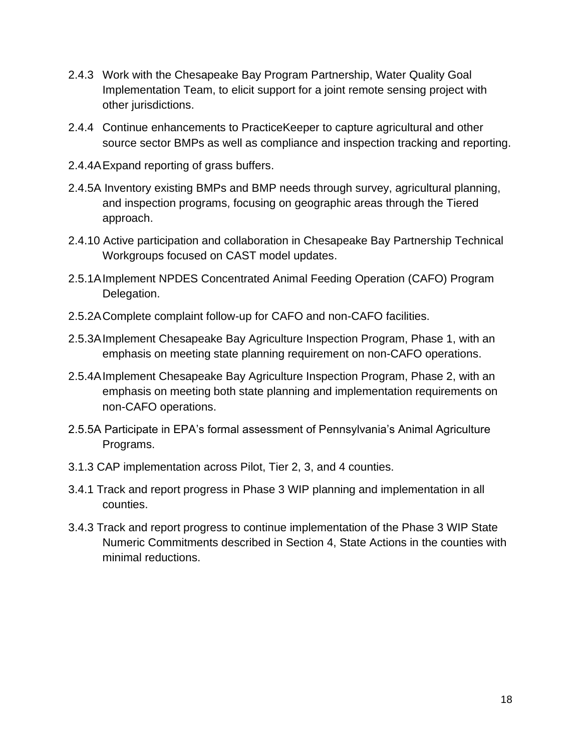2.4.3 Work with the Chesapeake Bay Program Partnership, Water Quality Goal Implementation Team, to elicit support for a joint remote sensing project with other jurisdictions.

2.4.4 Continue enhancements to PracticeKeeper to capture agricultural and other source sector BMPs as well as compliance and inspection tracking and reporting.

2.4.4A Expand reporting of grass buffers.

2.4.5A Inventory existing BMPs and BMP needs through survey, agricultural planning, and inspection programs, focusing on geographic areas through the Tiered approach.

2.4.10 Active participation and collaboration in Chesapeake Bay Partnership Technical Workgroups focused on CAST model updates.

2.5.1A Implement NPDES Concentrated Animal Feeding Operation (CAFO) Program Delegation.

2.5.2A Complete complaint follow-up for CAFO and non-CAFO facilities.

2.5.3A Implement Chesapeake Bay Agriculture Inspection Program, Phase 1, with an emphasis on meeting state planning requirement on non-CAFO operations.

2.5.4A Implement Chesapeake Bay Agriculture Inspection Program, Phase 2, with an emphasis on meeting both state planning and implementation requirements on non-CAFO operations.

2.5.5A Participate in EPA's formal assessment of Pennsylvania's Animal Agriculture Programs.

3.1.3 CAP implementation across Pilot, Tier 2, 3, and 4 counties.

3.4.1 Track and report progress in Phase 3 WIP planning and implementation in all counties.

3.4.3 Track and report progress to continue implementation of the Phase 3 WIP State Numeric Commitments described in Section 4, State Actions in the counties with minimal reductions.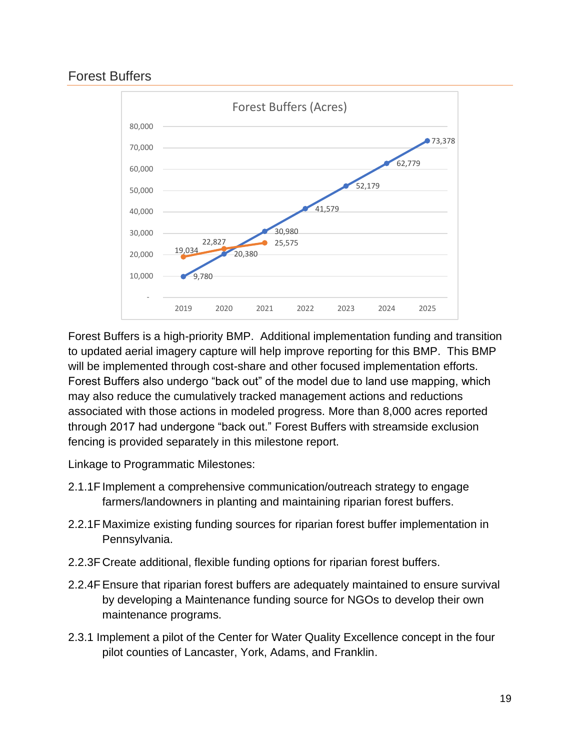## Forest Buffers

Forest Buffers (Acres)

| Year | Series 1 (blue) | Series 2 (orange) |
|---|---|---|
| 2019 | 9,780 | 19,034 |
| 2020 | 20,380 | 22,827 |
| 2021 | 30,980 | 25,575 |
| 2022 | 41,579 | |
| 2023 | 52,179 | |
| 2024 | 62,779 | |
| 2025 | 73,378 | |

Forest Buffers is a high-priority BMP. Additional implementation funding and transition to updated aerial imagery capture will help improve reporting for this BMP. This BMP will be implemented through cost-share and other focused implementation efforts. Forest Buffers also undergo "back out" of the model due to land use mapping, which may also reduce the cumulatively tracked management actions and reductions associated with those actions in modeled progress. More than 8,000 acres reported through 2017 had undergone "back out." Forest Buffers with streamside exclusion fencing is provided separately in this milestone report.

Linkage to Programmatic Milestones:

2.1.1F Implement a comprehensive communication/outreach strategy to engage farmers/landowners in planting and maintaining riparian forest buffers.

2.2.1F Maximize existing funding sources for riparian forest buffer implementation in Pennsylvania.

2.2.3F Create additional, flexible funding options for riparian forest buffers.

2.2.4F Ensure that riparian forest buffers are adequately maintained to ensure survival by developing a Maintenance funding source for NGOs to develop their own maintenance programs.

2.3.1 Implement a pilot of the Center for Water Quality Excellence concept in the four pilot counties of Lancaster, York, Adams, and Franklin.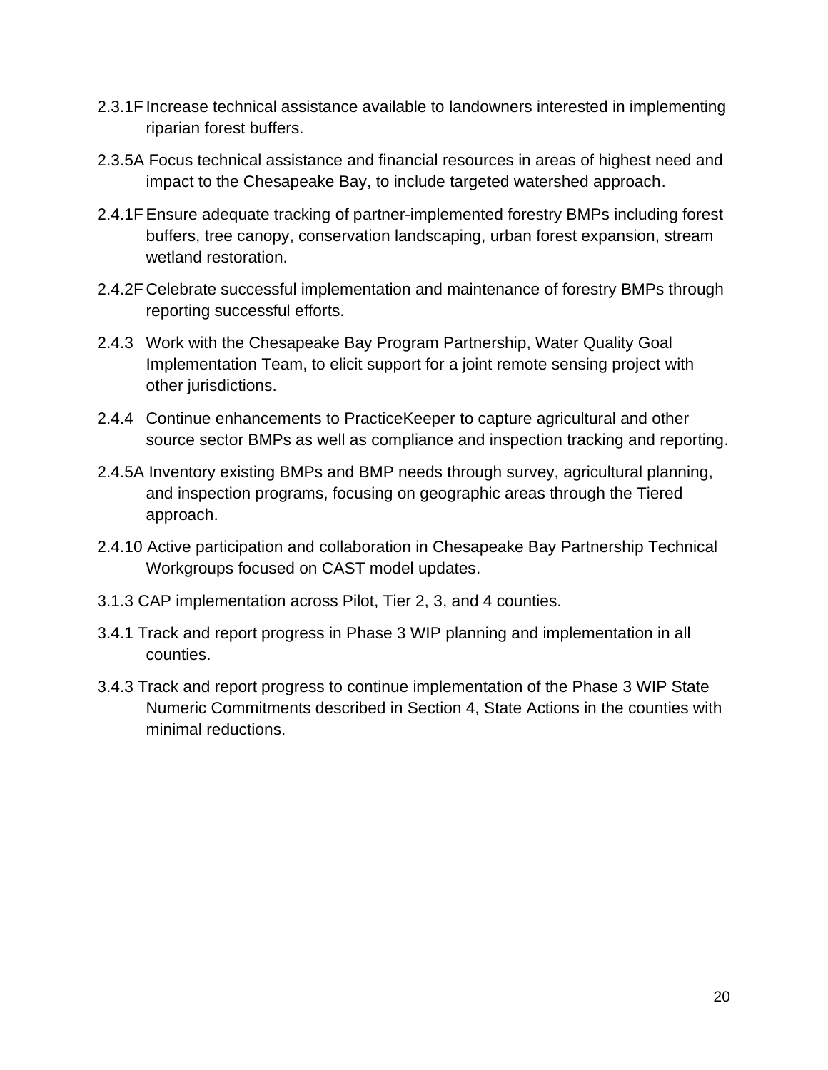2.3.1F Increase technical assistance available to landowners interested in implementing riparian forest buffers.

2.3.5A Focus technical assistance and financial resources in areas of highest need and impact to the Chesapeake Bay, to include targeted watershed approach.

2.4.1F Ensure adequate tracking of partner-implemented forestry BMPs including forest buffers, tree canopy, conservation landscaping, urban forest expansion, stream wetland restoration.

2.4.2F Celebrate successful implementation and maintenance of forestry BMPs through reporting successful efforts.

2.4.3 Work with the Chesapeake Bay Program Partnership, Water Quality Goal Implementation Team, to elicit support for a joint remote sensing project with other jurisdictions.

2.4.4 Continue enhancements to PracticeKeeper to capture agricultural and other source sector BMPs as well as compliance and inspection tracking and reporting.

2.4.5A Inventory existing BMPs and BMP needs through survey, agricultural planning, and inspection programs, focusing on geographic areas through the Tiered approach.

2.4.10 Active participation and collaboration in Chesapeake Bay Partnership Technical Workgroups focused on CAST model updates.

3.1.3 CAP implementation across Pilot, Tier 2, 3, and 4 counties.

3.4.1 Track and report progress in Phase 3 WIP planning and implementation in all counties.

3.4.3 Track and report progress to continue implementation of the Phase 3 WIP State Numeric Commitments described in Section 4, State Actions in the counties with minimal reductions.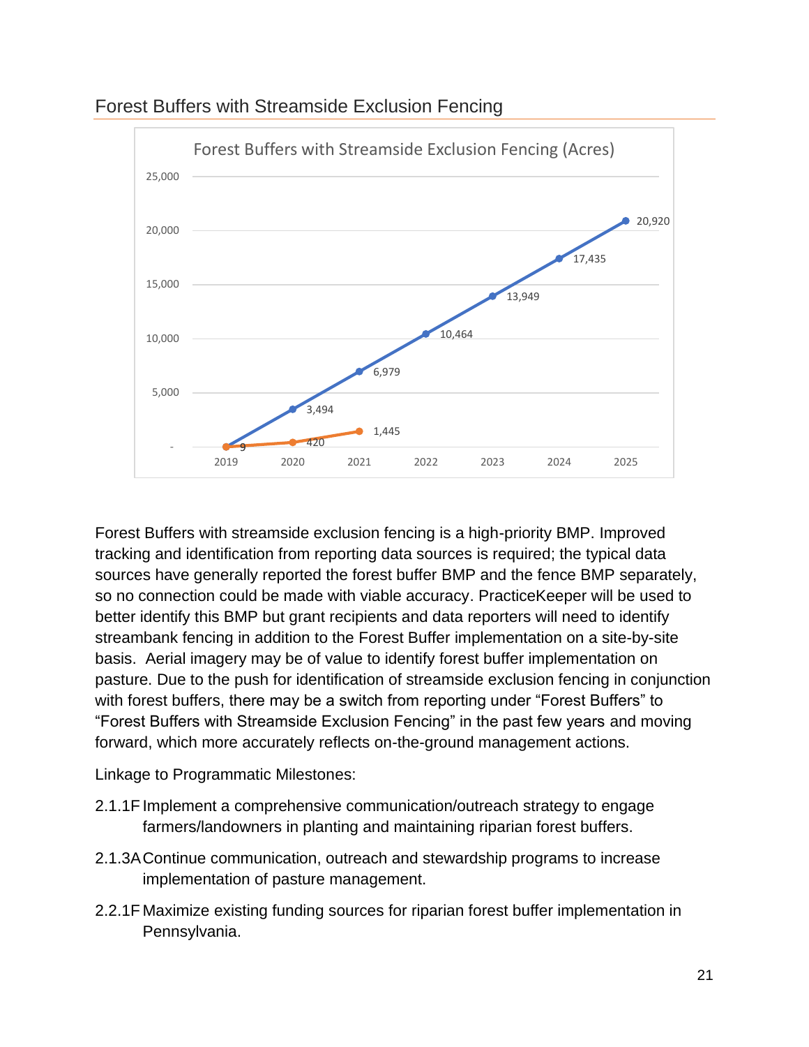## Forest Buffers with Streamside Exclusion Fencing

Forest Buffers with Streamside Exclusion Fencing (Acres)

| Year | Series 1 | Series 2 |
|---|---|---|
| 2019 | 9 | 9 |
| 2020 | 3,494 | 420 |
| 2021 | 6,979 | 1,445 |
| 2022 | 10,464 | |
| 2023 | 13,949 | |
| 2024 | 17,435 | |
| 2025 | 20,920 | |

Forest Buffers with streamside exclusion fencing is a high-priority BMP. Improved tracking and identification from reporting data sources is required; the typical data sources have generally reported the forest buffer BMP and the fence BMP separately, so no connection could be made with viable accuracy. PracticeKeeper will be used to better identify this BMP but grant recipients and data reporters will need to identify streambank fencing in addition to the Forest Buffer implementation on a site-by-site basis. Aerial imagery may be of value to identify forest buffer implementation on pasture. Due to the push for identification of streamside exclusion fencing in conjunction with forest buffers, there may be a switch from reporting under "Forest Buffers" to "Forest Buffers with Streamside Exclusion Fencing" in the past few years and moving forward, which more accurately reflects on-the-ground management actions.

Linkage to Programmatic Milestones:

- 2.1.1F Implement a comprehensive communication/outreach strategy to engage farmers/landowners in planting and maintaining riparian forest buffers.
- 2.1.3A Continue communication, outreach and stewardship programs to increase implementation of pasture management.
- 2.2.1F Maximize existing funding sources for riparian forest buffer implementation in Pennsylvania.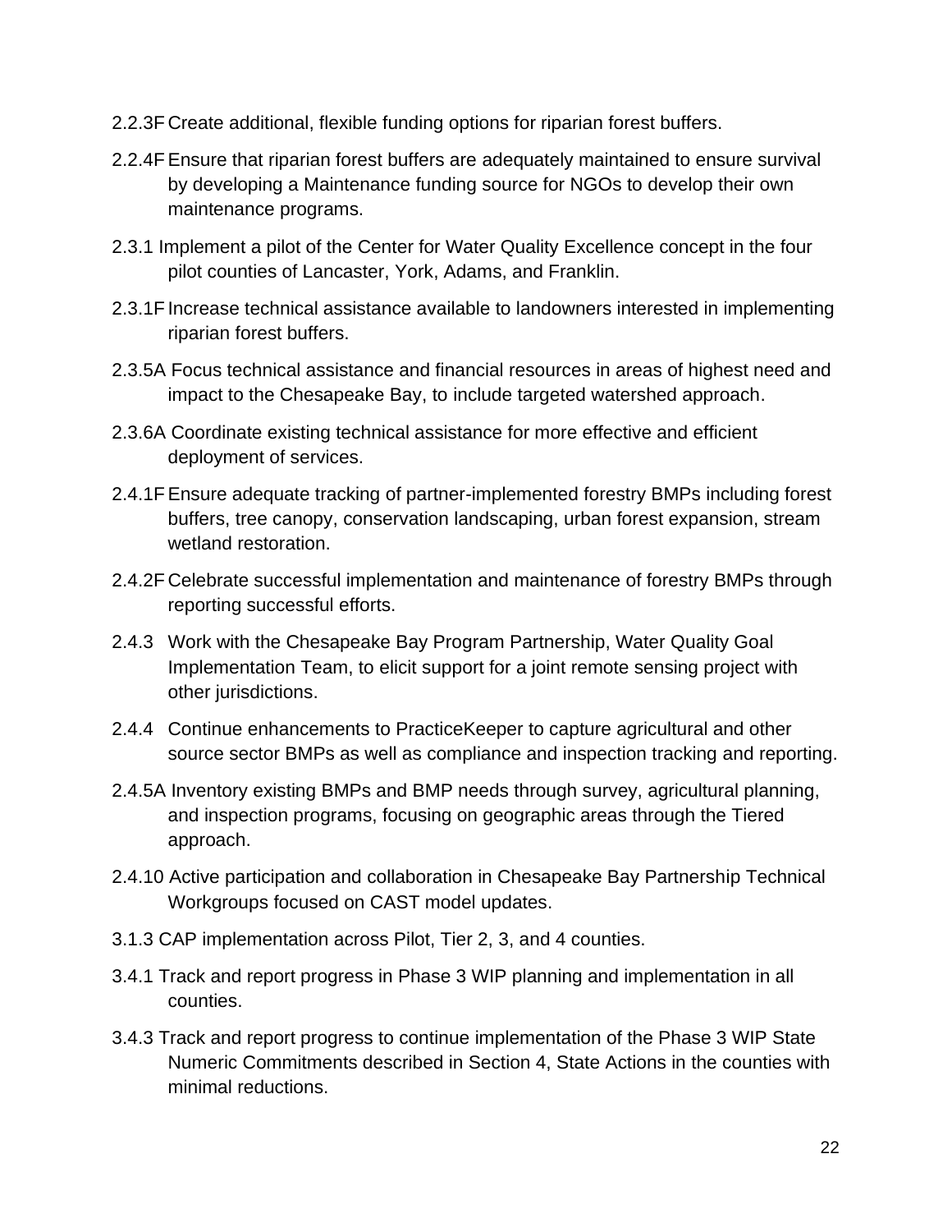2.2.3F Create additional, flexible funding options for riparian forest buffers.

2.2.4F Ensure that riparian forest buffers are adequately maintained to ensure survival by developing a Maintenance funding source for NGOs to develop their own maintenance programs.

2.3.1 Implement a pilot of the Center for Water Quality Excellence concept in the four pilot counties of Lancaster, York, Adams, and Franklin.

2.3.1F Increase technical assistance available to landowners interested in implementing riparian forest buffers.

2.3.5A Focus technical assistance and financial resources in areas of highest need and impact to the Chesapeake Bay, to include targeted watershed approach.

2.3.6A Coordinate existing technical assistance for more effective and efficient deployment of services.

2.4.1F Ensure adequate tracking of partner-implemented forestry BMPs including forest buffers, tree canopy, conservation landscaping, urban forest expansion, stream wetland restoration.

2.4.2F Celebrate successful implementation and maintenance of forestry BMPs through reporting successful efforts.

2.4.3 Work with the Chesapeake Bay Program Partnership, Water Quality Goal Implementation Team, to elicit support for a joint remote sensing project with other jurisdictions.

2.4.4 Continue enhancements to PracticeKeeper to capture agricultural and other source sector BMPs as well as compliance and inspection tracking and reporting.

2.4.5A Inventory existing BMPs and BMP needs through survey, agricultural planning, and inspection programs, focusing on geographic areas through the Tiered approach.

2.4.10 Active participation and collaboration in Chesapeake Bay Partnership Technical Workgroups focused on CAST model updates.

3.1.3 CAP implementation across Pilot, Tier 2, 3, and 4 counties.

3.4.1 Track and report progress in Phase 3 WIP planning and implementation in all counties.

3.4.3 Track and report progress to continue implementation of the Phase 3 WIP State Numeric Commitments described in Section 4, State Actions in the counties with minimal reductions.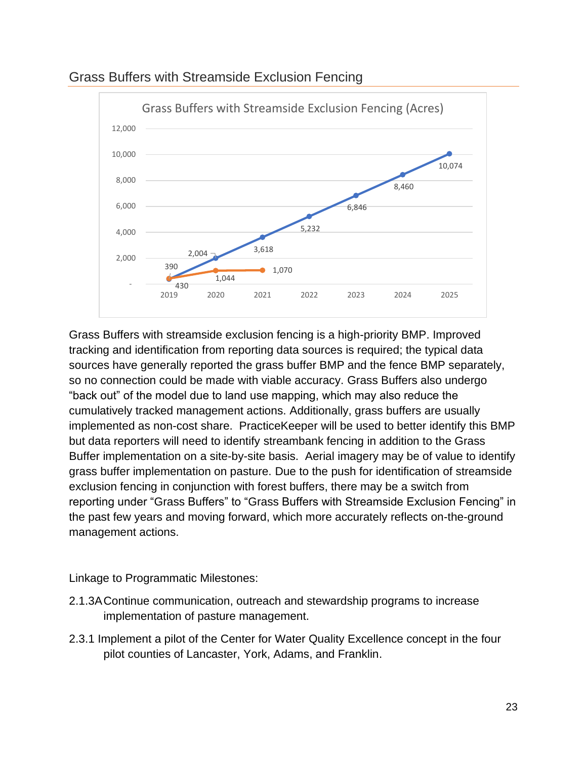## Grass Buffers with Streamside Exclusion Fencing

Grass Buffers with streamside exclusion fencing is a high-priority BMP. Improved tracking and identification from reporting data sources is required; the typical data sources have generally reported the grass buffer BMP and the fence BMP separately, so no connection could be made with viable accuracy. Grass Buffers also undergo "back out" of the model due to land use mapping, which may also reduce the cumulatively tracked management actions. Additionally, grass buffers are usually implemented as non-cost share. PracticeKeeper will be used to better identify this BMP but data reporters will need to identify streambank fencing in addition to the Grass Buffer implementation on a site-by-site basis. Aerial imagery may be of value to identify grass buffer implementation on pasture. Due to the push for identification of streamside exclusion fencing in conjunction with forest buffers, there may be a switch from reporting under "Grass Buffers" to "Grass Buffers with Streamside Exclusion Fencing" in the past few years and moving forward, which more accurately reflects on-the-ground management actions.

Linkage to Programmatic Milestones:

2.1.3A Continue communication, outreach and stewardship programs to increase implementation of pasture management.

2.3.1 Implement a pilot of the Center for Water Quality Excellence concept in the four pilot counties of Lancaster, York, Adams, and Franklin.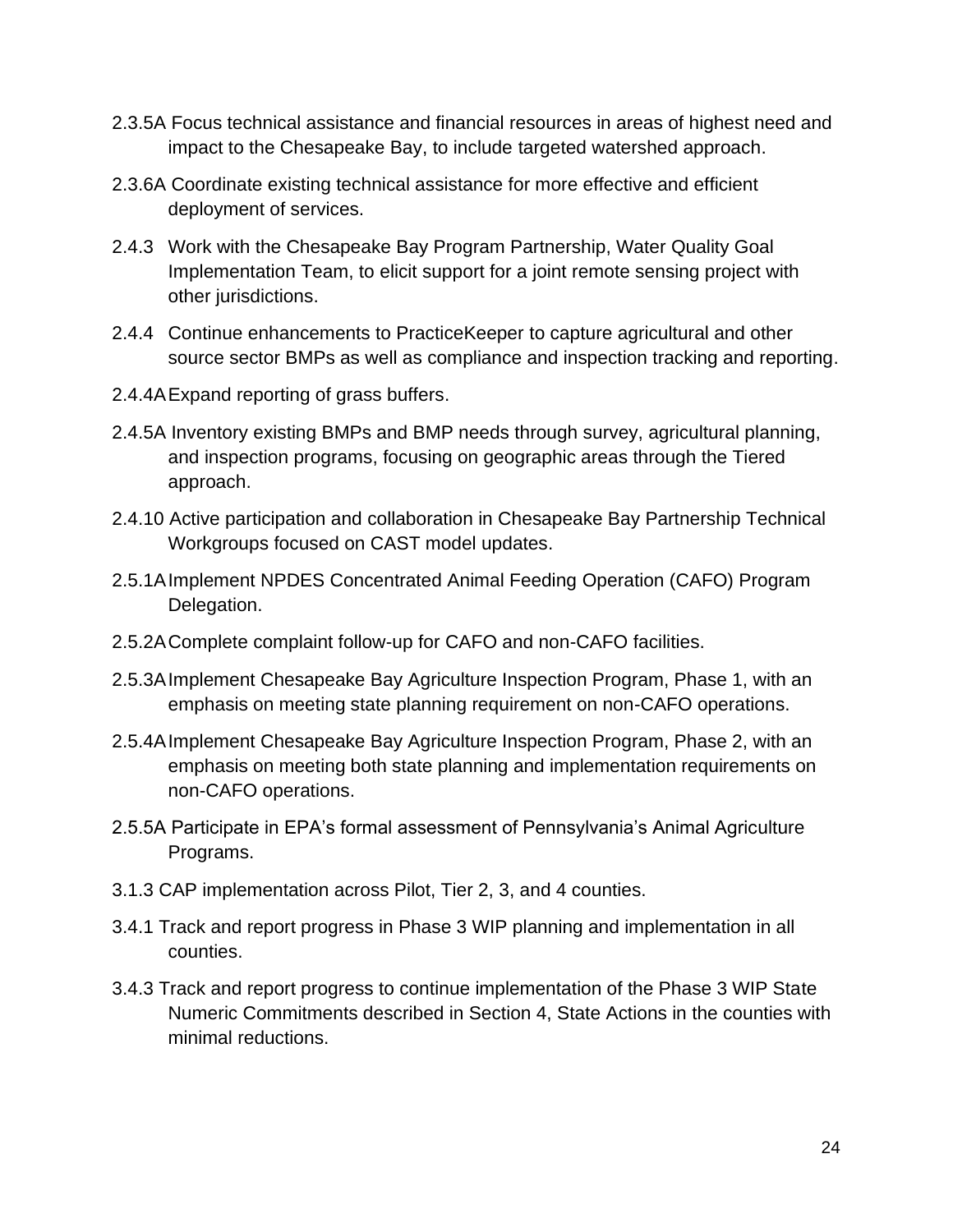2.3.5A Focus technical assistance and financial resources in areas of highest need and impact to the Chesapeake Bay, to include targeted watershed approach.

2.3.6A Coordinate existing technical assistance for more effective and efficient deployment of services.

2.4.3 Work with the Chesapeake Bay Program Partnership, Water Quality Goal Implementation Team, to elicit support for a joint remote sensing project with other jurisdictions.

2.4.4 Continue enhancements to PracticeKeeper to capture agricultural and other source sector BMPs as well as compliance and inspection tracking and reporting.

2.4.4A Expand reporting of grass buffers.

2.4.5A Inventory existing BMPs and BMP needs through survey, agricultural planning, and inspection programs, focusing on geographic areas through the Tiered approach.

2.4.10 Active participation and collaboration in Chesapeake Bay Partnership Technical Workgroups focused on CAST model updates.

2.5.1A Implement NPDES Concentrated Animal Feeding Operation (CAFO) Program Delegation.

2.5.2A Complete complaint follow-up for CAFO and non-CAFO facilities.

2.5.3A Implement Chesapeake Bay Agriculture Inspection Program, Phase 1, with an emphasis on meeting state planning requirement on non-CAFO operations.

2.5.4A Implement Chesapeake Bay Agriculture Inspection Program, Phase 2, with an emphasis on meeting both state planning and implementation requirements on non-CAFO operations.

2.5.5A Participate in EPA's formal assessment of Pennsylvania's Animal Agriculture Programs.

3.1.3 CAP implementation across Pilot, Tier 2, 3, and 4 counties.

3.4.1 Track and report progress in Phase 3 WIP planning and implementation in all counties.

3.4.3 Track and report progress to continue implementation of the Phase 3 WIP State Numeric Commitments described in Section 4, State Actions in the counties with minimal reductions.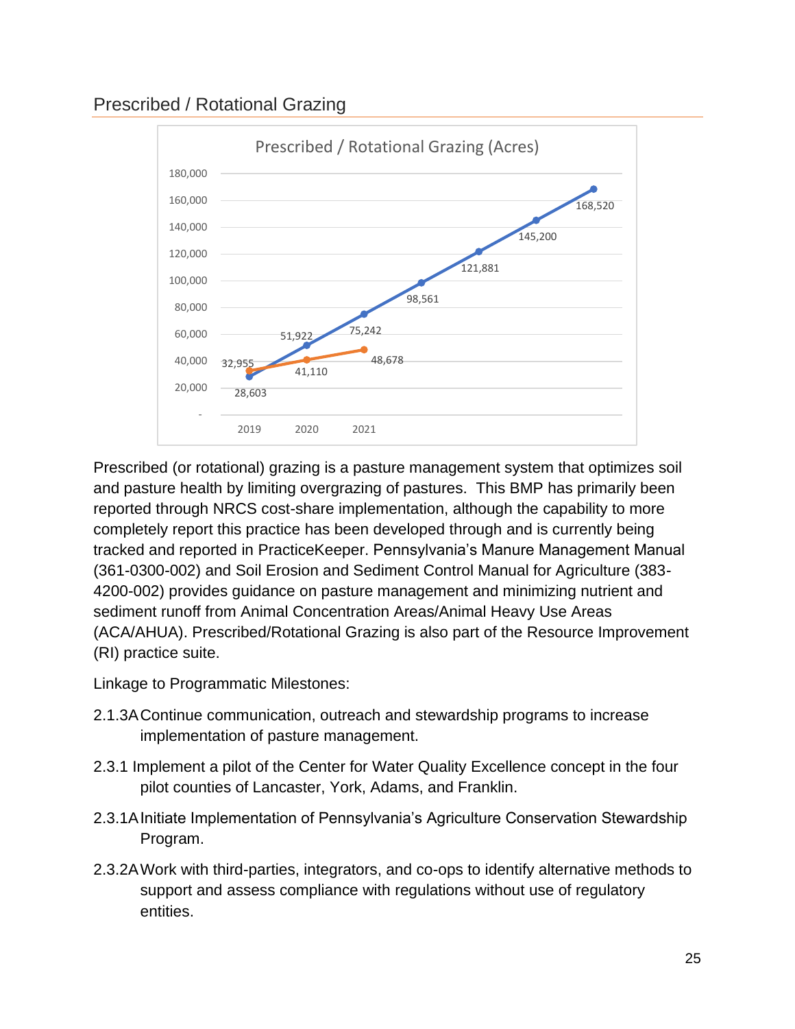## Prescribed / Rotational Grazing

Prescribed / Rotational Grazing (Acres)

| Year | Blue series | Orange series |
| --- | --- | --- |
| 2019 | 28,603 | 32,955 |
| 2020 | 51,922 | 41,110 |
| 2021 | 75,242 | 48,678 |
| | 98,561 | |
| | 121,881 | |
| | 145,200 | |
| | 168,520 | |

Prescribed (or rotational) grazing is a pasture management system that optimizes soil and pasture health by limiting overgrazing of pastures. This BMP has primarily been reported through NRCS cost-share implementation, although the capability to more completely report this practice has been developed through and is currently being tracked and reported in PracticeKeeper. Pennsylvania's Manure Management Manual (361-0300-002) and Soil Erosion and Sediment Control Manual for Agriculture (383-4200-002) provides guidance on pasture management and minimizing nutrient and sediment runoff from Animal Concentration Areas/Animal Heavy Use Areas (ACA/AHUA). Prescribed/Rotational Grazing is also part of the Resource Improvement (RI) practice suite.

Linkage to Programmatic Milestones:

2.1.3A Continue communication, outreach and stewardship programs to increase implementation of pasture management.

2.3.1 Implement a pilot of the Center for Water Quality Excellence concept in the four pilot counties of Lancaster, York, Adams, and Franklin.

2.3.1A Initiate Implementation of Pennsylvania's Agriculture Conservation Stewardship Program.

2.3.2A Work with third-parties, integrators, and co-ops to identify alternative methods to support and assess compliance with regulations without use of regulatory entities.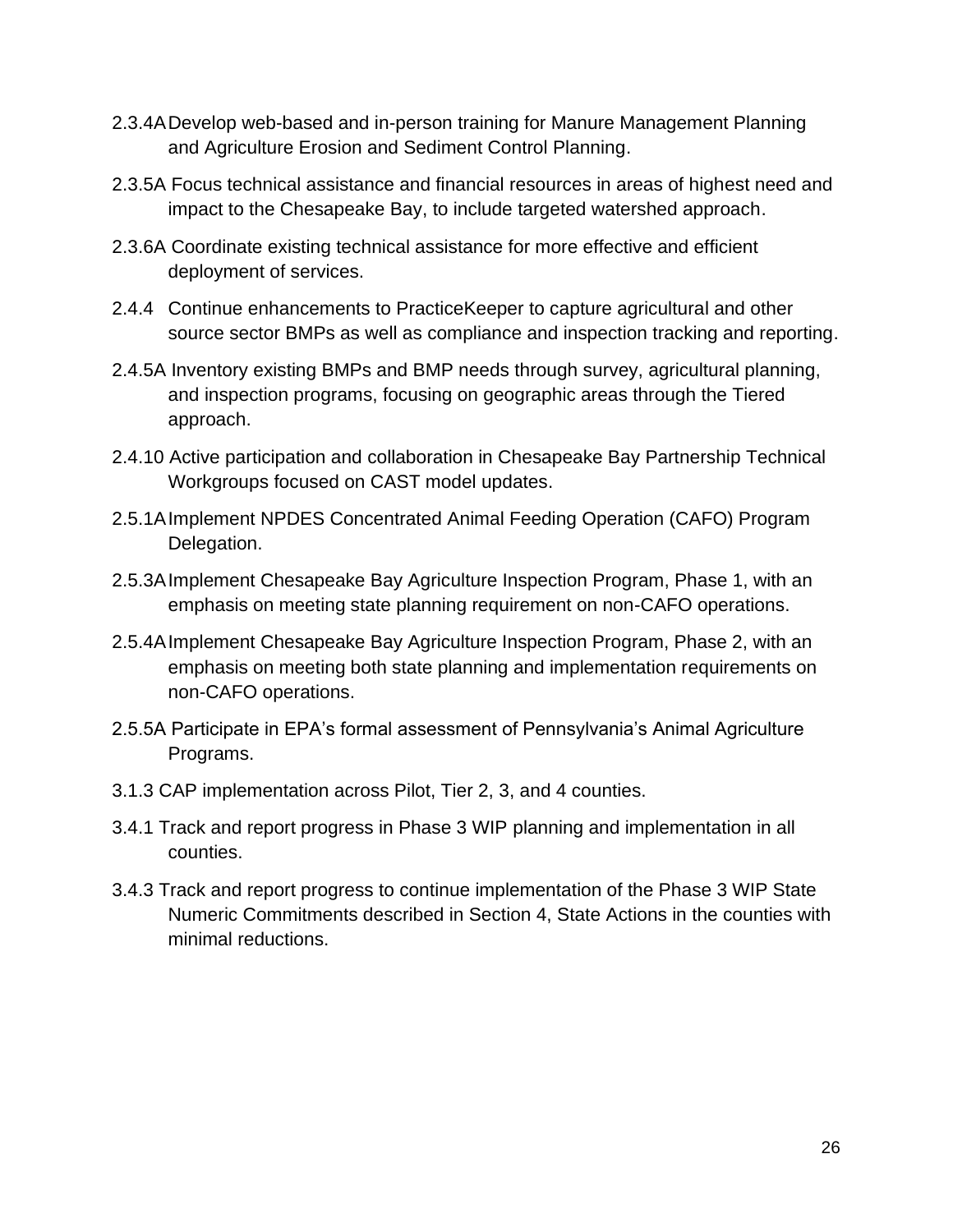2.3.4A Develop web-based and in-person training for Manure Management Planning and Agriculture Erosion and Sediment Control Planning.

2.3.5A Focus technical assistance and financial resources in areas of highest need and impact to the Chesapeake Bay, to include targeted watershed approach.

2.3.6A Coordinate existing technical assistance for more effective and efficient deployment of services.

2.4.4 Continue enhancements to PracticeKeeper to capture agricultural and other source sector BMPs as well as compliance and inspection tracking and reporting.

2.4.5A Inventory existing BMPs and BMP needs through survey, agricultural planning, and inspection programs, focusing on geographic areas through the Tiered approach.

2.4.10 Active participation and collaboration in Chesapeake Bay Partnership Technical Workgroups focused on CAST model updates.

2.5.1A Implement NPDES Concentrated Animal Feeding Operation (CAFO) Program Delegation.

2.5.3A Implement Chesapeake Bay Agriculture Inspection Program, Phase 1, with an emphasis on meeting state planning requirement on non-CAFO operations.

2.5.4A Implement Chesapeake Bay Agriculture Inspection Program, Phase 2, with an emphasis on meeting both state planning and implementation requirements on non-CAFO operations.

2.5.5A Participate in EPA's formal assessment of Pennsylvania's Animal Agriculture Programs.

3.1.3 CAP implementation across Pilot, Tier 2, 3, and 4 counties.

3.4.1 Track and report progress in Phase 3 WIP planning and implementation in all counties.

3.4.3 Track and report progress to continue implementation of the Phase 3 WIP State Numeric Commitments described in Section 4, State Actions in the counties with minimal reductions.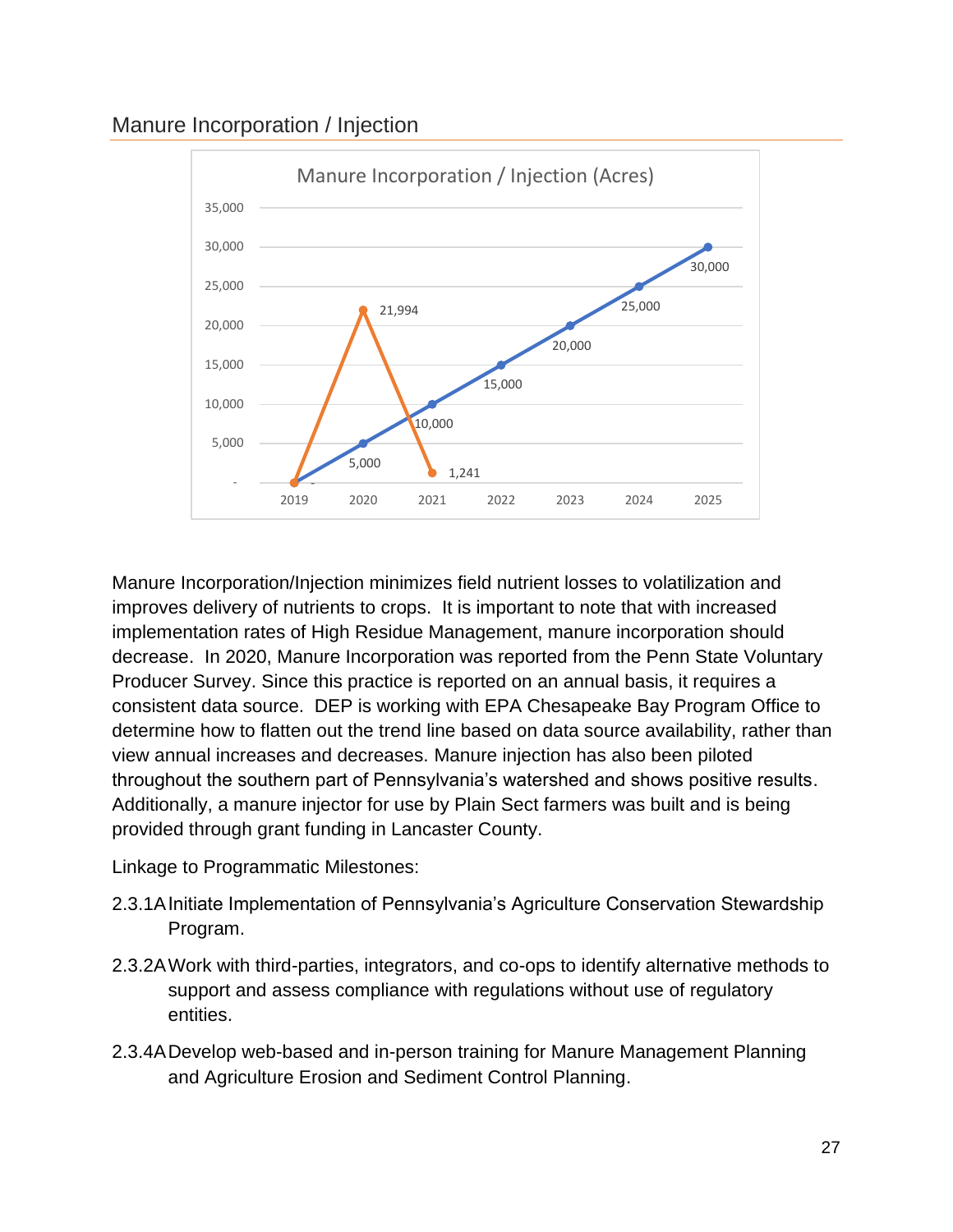## Manure Incorporation / Injection

Manure Incorporation/Injection minimizes field nutrient losses to volatilization and improves delivery of nutrients to crops. It is important to note that with increased implementation rates of High Residue Management, manure incorporation should decrease. In 2020, Manure Incorporation was reported from the Penn State Voluntary Producer Survey. Since this practice is reported on an annual basis, it requires a consistent data source. DEP is working with EPA Chesapeake Bay Program Office to determine how to flatten out the trend line based on data source availability, rather than view annual increases and decreases. Manure injection has also been piloted throughout the southern part of Pennsylvania's watershed and shows positive results. Additionally, a manure injector for use by Plain Sect farmers was built and is being provided through grant funding in Lancaster County.

Linkage to Programmatic Milestones:

2.3.1A Initiate Implementation of Pennsylvania's Agriculture Conservation Stewardship Program.

2.3.2A Work with third-parties, integrators, and co-ops to identify alternative methods to support and assess compliance with regulations without use of regulatory entities.

2.3.4A Develop web-based and in-person training for Manure Management Planning and Agriculture Erosion and Sediment Control Planning.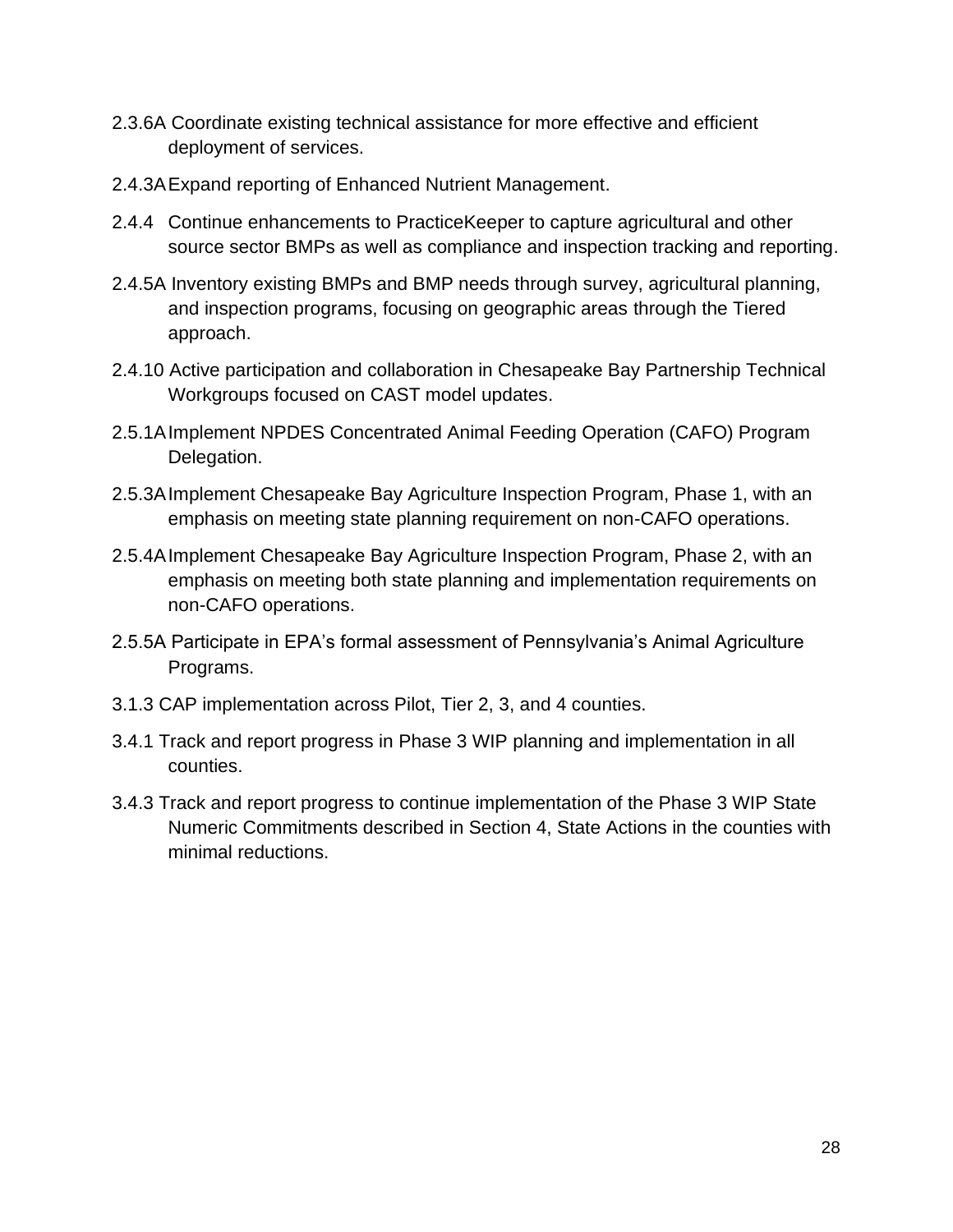2.3.6A Coordinate existing technical assistance for more effective and efficient deployment of services.

2.4.3A Expand reporting of Enhanced Nutrient Management.

2.4.4 Continue enhancements to PracticeKeeper to capture agricultural and other source sector BMPs as well as compliance and inspection tracking and reporting.

2.4.5A Inventory existing BMPs and BMP needs through survey, agricultural planning, and inspection programs, focusing on geographic areas through the Tiered approach.

2.4.10 Active participation and collaboration in Chesapeake Bay Partnership Technical Workgroups focused on CAST model updates.

2.5.1A Implement NPDES Concentrated Animal Feeding Operation (CAFO) Program Delegation.

2.5.3A Implement Chesapeake Bay Agriculture Inspection Program, Phase 1, with an emphasis on meeting state planning requirement on non-CAFO operations.

2.5.4A Implement Chesapeake Bay Agriculture Inspection Program, Phase 2, with an emphasis on meeting both state planning and implementation requirements on non-CAFO operations.

2.5.5A Participate in EPA's formal assessment of Pennsylvania's Animal Agriculture Programs.

3.1.3 CAP implementation across Pilot, Tier 2, 3, and 4 counties.

3.4.1 Track and report progress in Phase 3 WIP planning and implementation in all counties.

3.4.3 Track and report progress to continue implementation of the Phase 3 WIP State Numeric Commitments described in Section 4, State Actions in the counties with minimal reductions.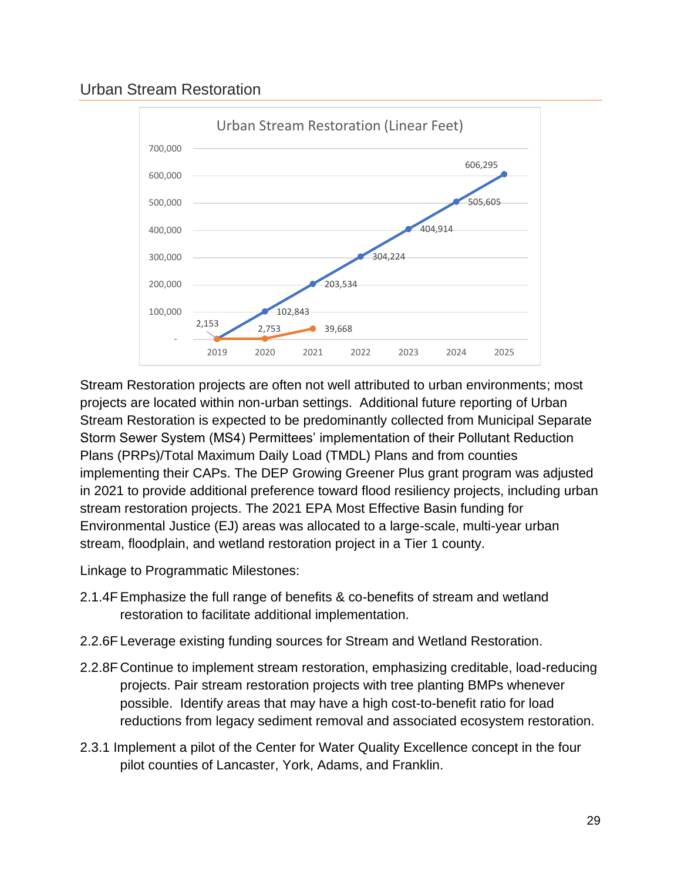## Urban Stream Restoration

Stream Restoration projects are often not well attributed to urban environments; most projects are located within non-urban settings.  Additional future reporting of Urban Stream Restoration is expected to be predominantly collected from Municipal Separate Storm Sewer System (MS4) Permittees' implementation of their Pollutant Reduction Plans (PRPs)/Total Maximum Daily Load (TMDL) Plans and from counties implementing their CAPs. The DEP Growing Greener Plus grant program was adjusted in 2021 to provide additional preference toward flood resiliency projects, including urban stream restoration projects. The 2021 EPA Most Effective Basin funding for Environmental Justice (EJ) areas was allocated to a large-scale, multi-year urban stream, floodplain, and wetland restoration project in a Tier 1 county.

Linkage to Programmatic Milestones:

2.1.4F Emphasize the full range of benefits & co-benefits of stream and wetland restoration to facilitate additional implementation.

2.2.6F Leverage existing funding sources for Stream and Wetland Restoration.

2.2.8F Continue to implement stream restoration, emphasizing creditable, load-reducing projects. Pair stream restoration projects with tree planting BMPs whenever possible.  Identify areas that may have a high cost-to-benefit ratio for load reductions from legacy sediment removal and associated ecosystem restoration.

2.3.1 Implement a pilot of the Center for Water Quality Excellence concept in the four pilot counties of Lancaster, York, Adams, and Franklin.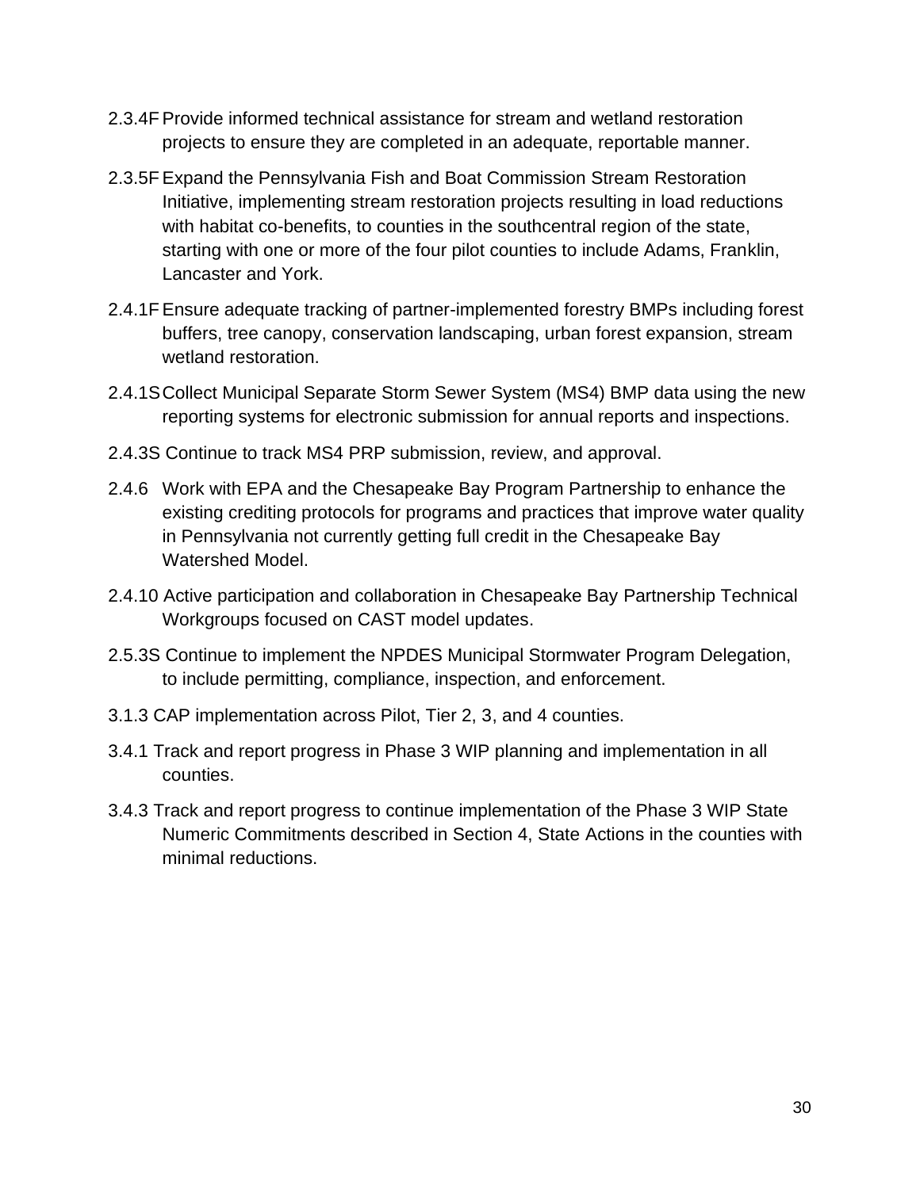2.3.4F Provide informed technical assistance for stream and wetland restoration projects to ensure they are completed in an adequate, reportable manner.

2.3.5F Expand the Pennsylvania Fish and Boat Commission Stream Restoration Initiative, implementing stream restoration projects resulting in load reductions with habitat co-benefits, to counties in the southcentral region of the state, starting with one or more of the four pilot counties to include Adams, Franklin, Lancaster and York.

2.4.1F Ensure adequate tracking of partner-implemented forestry BMPs including forest buffers, tree canopy, conservation landscaping, urban forest expansion, stream wetland restoration.

2.4.1S Collect Municipal Separate Storm Sewer System (MS4) BMP data using the new reporting systems for electronic submission for annual reports and inspections.

2.4.3S Continue to track MS4 PRP submission, review, and approval.

2.4.6 Work with EPA and the Chesapeake Bay Program Partnership to enhance the existing crediting protocols for programs and practices that improve water quality in Pennsylvania not currently getting full credit in the Chesapeake Bay Watershed Model.

2.4.10 Active participation and collaboration in Chesapeake Bay Partnership Technical Workgroups focused on CAST model updates.

2.5.3S Continue to implement the NPDES Municipal Stormwater Program Delegation, to include permitting, compliance, inspection, and enforcement.

3.1.3 CAP implementation across Pilot, Tier 2, 3, and 4 counties.

3.4.1 Track and report progress in Phase 3 WIP planning and implementation in all counties.

3.4.3 Track and report progress to continue implementation of the Phase 3 WIP State Numeric Commitments described in Section 4, State Actions in the counties with minimal reductions.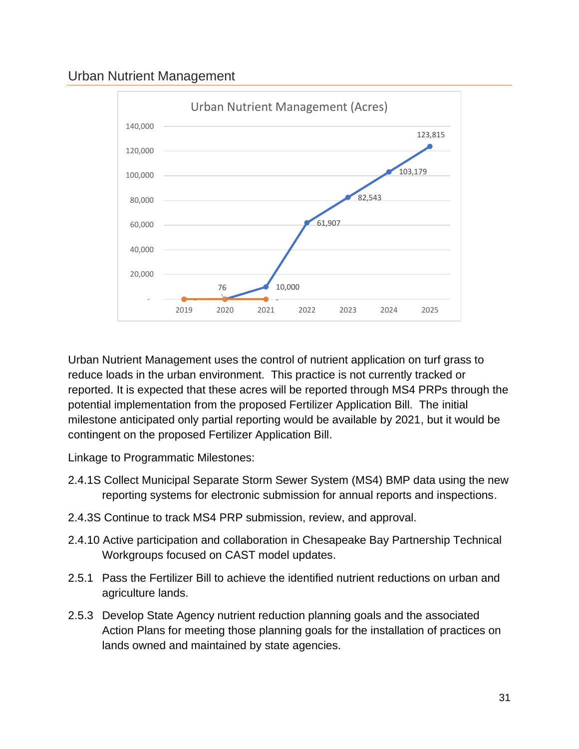## Urban Nutrient Management

Urban Nutrient Management (Acres)

| Year | Value |
|---|---|
| 2019 | - |
| 2020 | 76 |
| 2021 | 10,000 |
| 2022 | 61,907 |
| 2023 | 82,543 |
| 2024 | 103,179 |
| 2025 | 123,815 |

Urban Nutrient Management uses the control of nutrient application on turf grass to reduce loads in the urban environment. This practice is not currently tracked or reported. It is expected that these acres will be reported through MS4 PRPs through the potential implementation from the proposed Fertilizer Application Bill. The initial milestone anticipated only partial reporting would be available by 2021, but it would be contingent on the proposed Fertilizer Application Bill.

Linkage to Programmatic Milestones:

2.4.1S Collect Municipal Separate Storm Sewer System (MS4) BMP data using the new reporting systems for electronic submission for annual reports and inspections.

2.4.3S Continue to track MS4 PRP submission, review, and approval.

2.4.10 Active participation and collaboration in Chesapeake Bay Partnership Technical Workgroups focused on CAST model updates.

2.5.1 Pass the Fertilizer Bill to achieve the identified nutrient reductions on urban and agriculture lands.

2.5.3 Develop State Agency nutrient reduction planning goals and the associated Action Plans for meeting those planning goals for the installation of practices on lands owned and maintained by state agencies.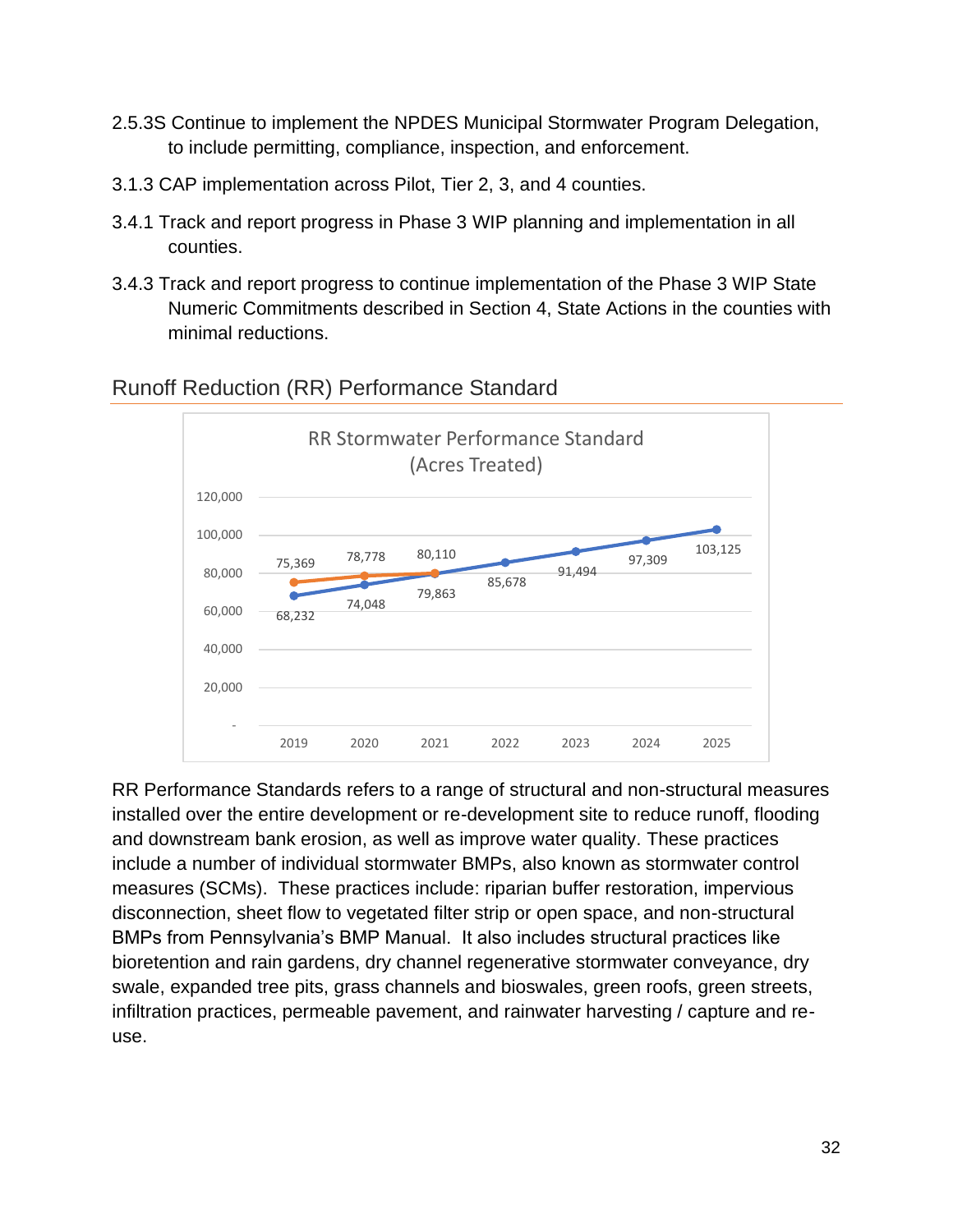2.5.3S Continue to implement the NPDES Municipal Stormwater Program Delegation, to include permitting, compliance, inspection, and enforcement.

3.1.3 CAP implementation across Pilot, Tier 2, 3, and 4 counties.

3.4.1 Track and report progress in Phase 3 WIP planning and implementation in all counties.

3.4.3 Track and report progress to continue implementation of the Phase 3 WIP State Numeric Commitments described in Section 4, State Actions in the counties with minimal reductions.

## Runoff Reduction (RR) Performance Standard

RR Stormwater Performance Standard (Acres Treated)

| Year | Series 1 (orange) | Series 2 (blue) |
|---|---|---|
| 2019 | 75,369 | 68,232 |
| 2020 | 78,778 | 74,048 |
| 2021 | 80,110 | 79,863 |
| 2022 | | 85,678 |
| 2023 | | 91,494 |
| 2024 | | 97,309 |
| 2025 | | 103,125 |

RR Performance Standards refers to a range of structural and non-structural measures installed over the entire development or re-development site to reduce runoff, flooding and downstream bank erosion, as well as improve water quality. These practices include a number of individual stormwater BMPs, also known as stormwater control measures (SCMs). These practices include: riparian buffer restoration, impervious disconnection, sheet flow to vegetated filter strip or open space, and non-structural BMPs from Pennsylvania's BMP Manual. It also includes structural practices like bioretention and rain gardens, dry channel regenerative stormwater conveyance, dry swale, expanded tree pits, grass channels and bioswales, green roofs, green streets, infiltration practices, permeable pavement, and rainwater harvesting / capture and re-use.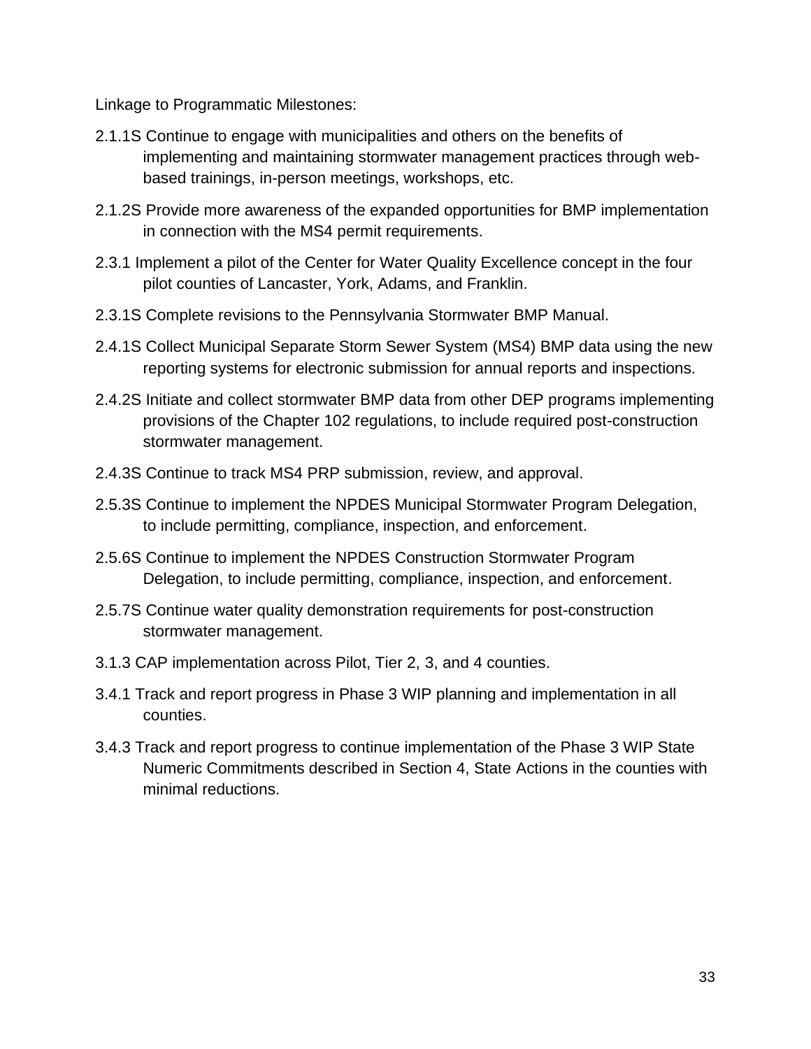Linkage to Programmatic Milestones:

2.1.1S Continue to engage with municipalities and others on the benefits of implementing and maintaining stormwater management practices through web-based trainings, in-person meetings, workshops, etc.

2.1.2S Provide more awareness of the expanded opportunities for BMP implementation in connection with the MS4 permit requirements.

2.3.1 Implement a pilot of the Center for Water Quality Excellence concept in the four pilot counties of Lancaster, York, Adams, and Franklin.

2.3.1S Complete revisions to the Pennsylvania Stormwater BMP Manual.

2.4.1S Collect Municipal Separate Storm Sewer System (MS4) BMP data using the new reporting systems for electronic submission for annual reports and inspections.

2.4.2S Initiate and collect stormwater BMP data from other DEP programs implementing provisions of the Chapter 102 regulations, to include required post-construction stormwater management.

2.4.3S Continue to track MS4 PRP submission, review, and approval.

2.5.3S Continue to implement the NPDES Municipal Stormwater Program Delegation, to include permitting, compliance, inspection, and enforcement.

2.5.6S Continue to implement the NPDES Construction Stormwater Program Delegation, to include permitting, compliance, inspection, and enforcement.

2.5.7S Continue water quality demonstration requirements for post-construction stormwater management.

3.1.3 CAP implementation across Pilot, Tier 2, 3, and 4 counties.

3.4.1 Track and report progress in Phase 3 WIP planning and implementation in all counties.

3.4.3 Track and report progress to continue implementation of the Phase 3 WIP State Numeric Commitments described in Section 4, State Actions in the counties with minimal reductions.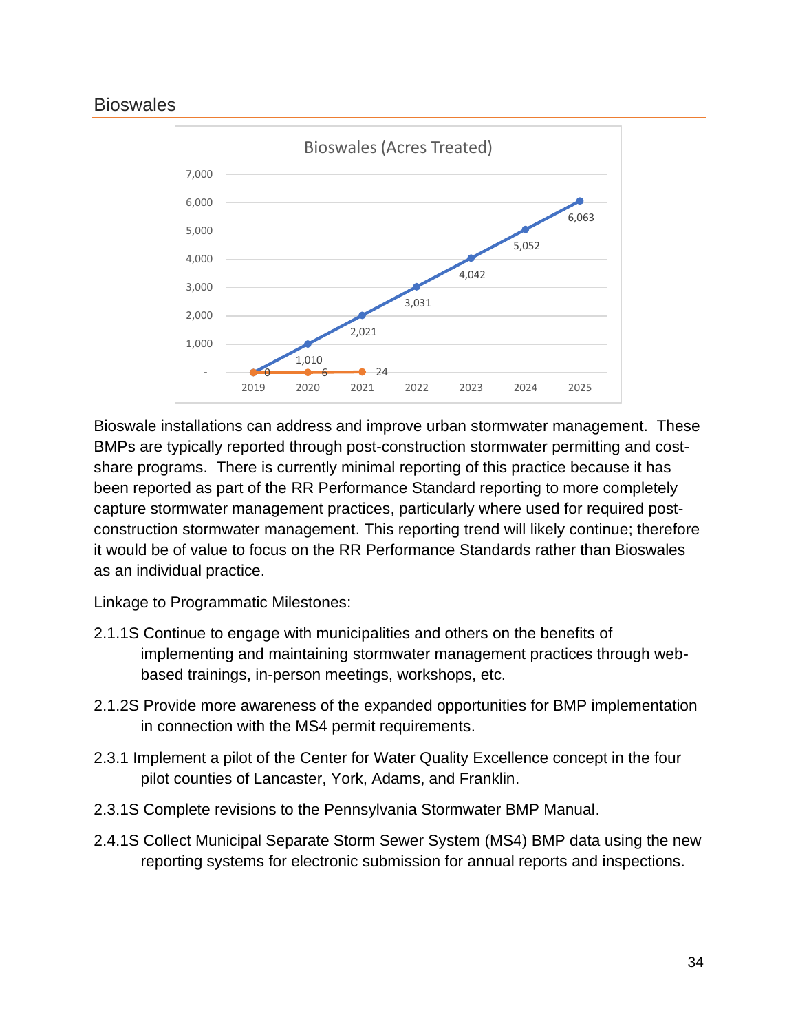## Bioswales

Bioswale installations can address and improve urban stormwater management. These BMPs are typically reported through post-construction stormwater permitting and cost-share programs. There is currently minimal reporting of this practice because it has been reported as part of the RR Performance Standard reporting to more completely capture stormwater management practices, particularly where used for required post-construction stormwater management. This reporting trend will likely continue; therefore it would be of value to focus on the RR Performance Standards rather than Bioswales as an individual practice.

Linkage to Programmatic Milestones:

2.1.1S Continue to engage with municipalities and others on the benefits of implementing and maintaining stormwater management practices through web-based trainings, in-person meetings, workshops, etc.

2.1.2S Provide more awareness of the expanded opportunities for BMP implementation in connection with the MS4 permit requirements.

2.3.1 Implement a pilot of the Center for Water Quality Excellence concept in the four pilot counties of Lancaster, York, Adams, and Franklin.

2.3.1S Complete revisions to the Pennsylvania Stormwater BMP Manual.

2.4.1S Collect Municipal Separate Storm Sewer System (MS4) BMP data using the new reporting systems for electronic submission for annual reports and inspections.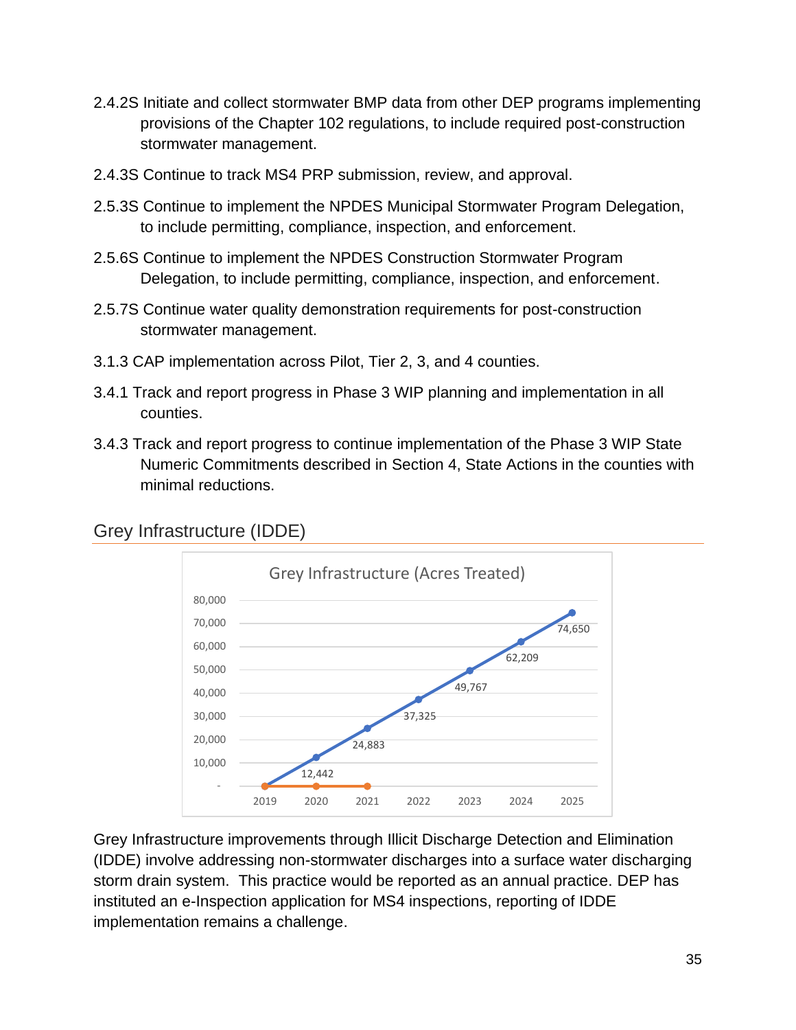2.4.2S Initiate and collect stormwater BMP data from other DEP programs implementing provisions of the Chapter 102 regulations, to include required post-construction stormwater management.

2.4.3S Continue to track MS4 PRP submission, review, and approval.

2.5.3S Continue to implement the NPDES Municipal Stormwater Program Delegation, to include permitting, compliance, inspection, and enforcement.

2.5.6S Continue to implement the NPDES Construction Stormwater Program Delegation, to include permitting, compliance, inspection, and enforcement.

2.5.7S Continue water quality demonstration requirements for post-construction stormwater management.

3.1.3 CAP implementation across Pilot, Tier 2, 3, and 4 counties.

3.4.1 Track and report progress in Phase 3 WIP planning and implementation in all counties.

3.4.3 Track and report progress to continue implementation of the Phase 3 WIP State Numeric Commitments described in Section 4, State Actions in the counties with minimal reductions.

## Grey Infrastructure (IDDE)

Grey Infrastructure (Acres Treated)

| Year | Target | Actual |
|---|---|---|
| 2019 | - | - |
| 2020 | 12,442 | - |
| 2021 | 24,883 | - |
| 2022 | 37,325 | |
| 2023 | 49,767 | |
| 2024 | 62,209 | |
| 2025 | 74,650 | |

Grey Infrastructure improvements through Illicit Discharge Detection and Elimination (IDDE) involve addressing non-stormwater discharges into a surface water discharging storm drain system. This practice would be reported as an annual practice. DEP has instituted an e-Inspection application for MS4 inspections, reporting of IDDE implementation remains a challenge.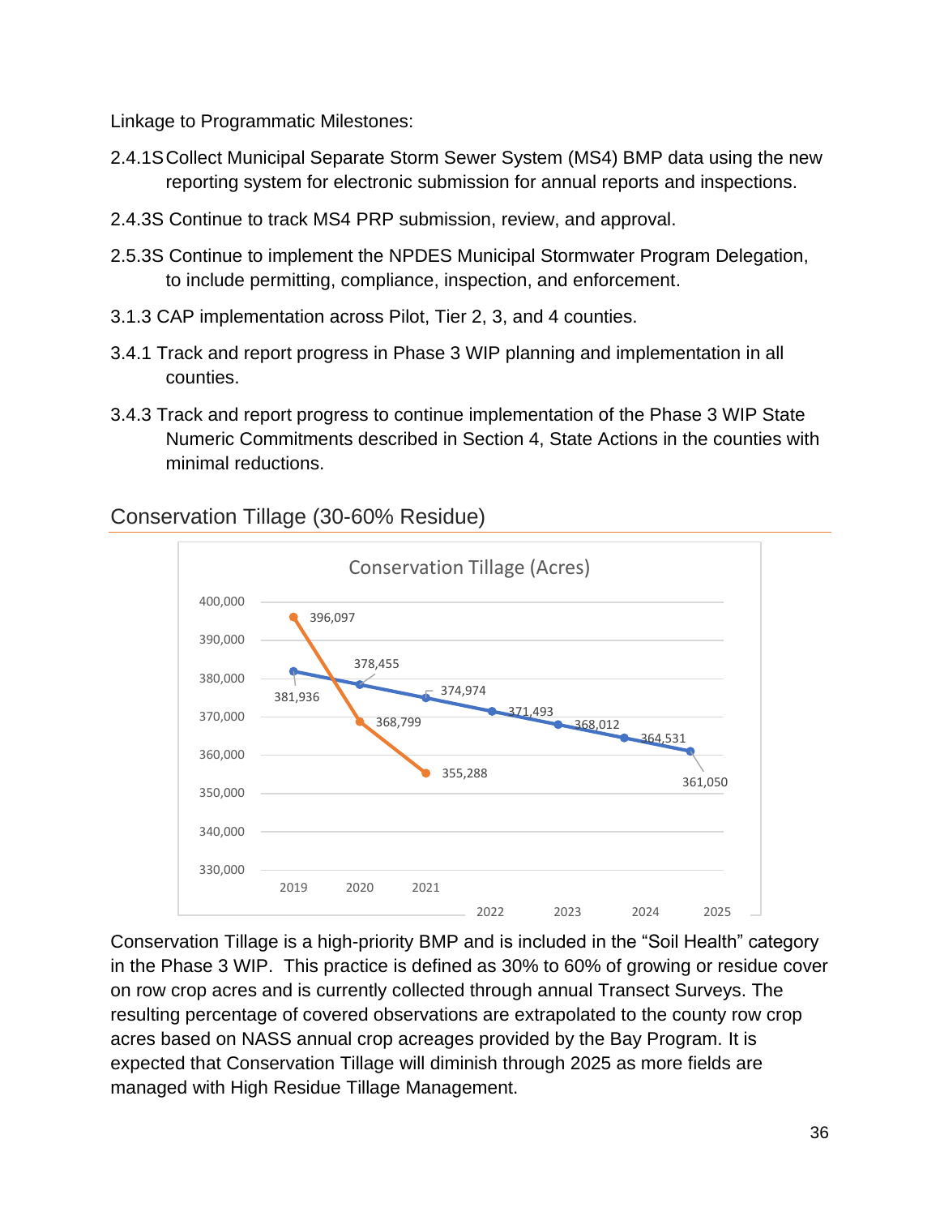Linkage to Programmatic Milestones:

2.4.1S Collect Municipal Separate Storm Sewer System (MS4) BMP data using the new reporting system for electronic submission for annual reports and inspections.

2.4.3S Continue to track MS4 PRP submission, review, and approval.

2.5.3S Continue to implement the NPDES Municipal Stormwater Program Delegation, to include permitting, compliance, inspection, and enforcement.

3.1.3 CAP implementation across Pilot, Tier 2, 3, and 4 counties.

3.4.1 Track and report progress in Phase 3 WIP planning and implementation in all counties.

3.4.3 Track and report progress to continue implementation of the Phase 3 WIP State Numeric Commitments described in Section 4, State Actions in the counties with minimal reductions.

## Conservation Tillage (30-60% Residue)

Conservation Tillage (Acres)

Conservation Tillage is a high-priority BMP and is included in the "Soil Health" category in the Phase 3 WIP. This practice is defined as 30% to 60% of growing or residue cover on row crop acres and is currently collected through annual Transect Surveys. The resulting percentage of covered observations are extrapolated to the county row crop acres based on NASS annual crop acreages provided by the Bay Program. It is expected that Conservation Tillage will diminish through 2025 as more fields are managed with High Residue Tillage Management.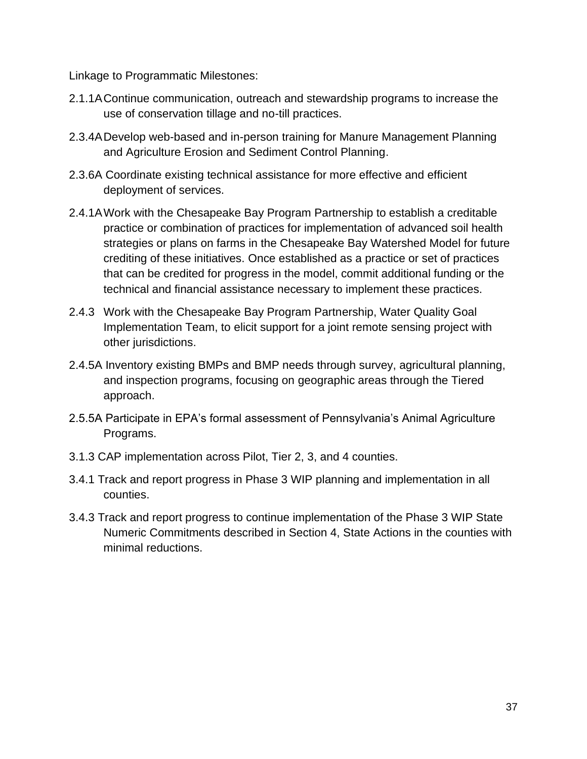Linkage to Programmatic Milestones:

2.1.1A Continue communication, outreach and stewardship programs to increase the use of conservation tillage and no-till practices.

2.3.4A Develop web-based and in-person training for Manure Management Planning and Agriculture Erosion and Sediment Control Planning.

2.3.6A Coordinate existing technical assistance for more effective and efficient deployment of services.

2.4.1A Work with the Chesapeake Bay Program Partnership to establish a creditable practice or combination of practices for implementation of advanced soil health strategies or plans on farms in the Chesapeake Bay Watershed Model for future crediting of these initiatives. Once established as a practice or set of practices that can be credited for progress in the model, commit additional funding or the technical and financial assistance necessary to implement these practices.

2.4.3 Work with the Chesapeake Bay Program Partnership, Water Quality Goal Implementation Team, to elicit support for a joint remote sensing project with other jurisdictions.

2.4.5A Inventory existing BMPs and BMP needs through survey, agricultural planning, and inspection programs, focusing on geographic areas through the Tiered approach.

2.5.5A Participate in EPA's formal assessment of Pennsylvania's Animal Agriculture Programs.

3.1.3 CAP implementation across Pilot, Tier 2, 3, and 4 counties.

3.4.1 Track and report progress in Phase 3 WIP planning and implementation in all counties.

3.4.3 Track and report progress to continue implementation of the Phase 3 WIP State Numeric Commitments described in Section 4, State Actions in the counties with minimal reductions.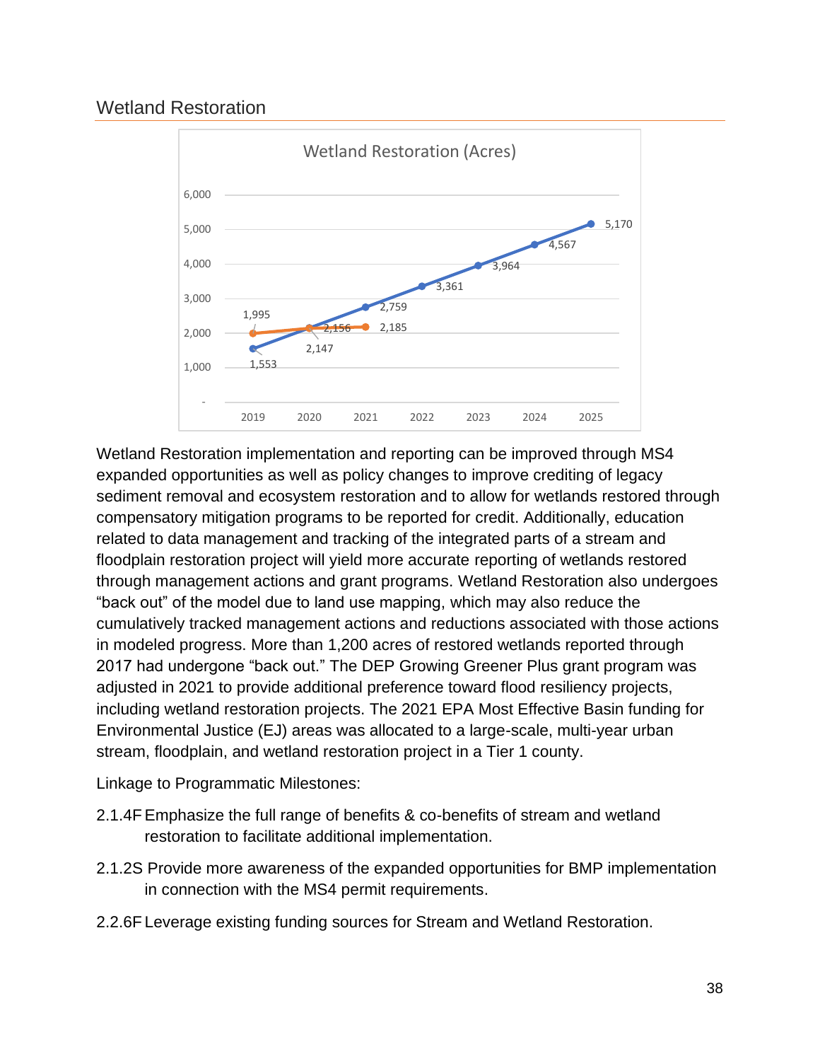## Wetland Restoration

Wetland Restoration implementation and reporting can be improved through MS4 expanded opportunities as well as policy changes to improve crediting of legacy sediment removal and ecosystem restoration and to allow for wetlands restored through compensatory mitigation programs to be reported for credit. Additionally, education related to data management and tracking of the integrated parts of a stream and floodplain restoration project will yield more accurate reporting of wetlands restored through management actions and grant programs. Wetland Restoration also undergoes "back out" of the model due to land use mapping, which may also reduce the cumulatively tracked management actions and reductions associated with those actions in modeled progress. More than 1,200 acres of restored wetlands reported through 2017 had undergone "back out." The DEP Growing Greener Plus grant program was adjusted in 2021 to provide additional preference toward flood resiliency projects, including wetland restoration projects. The 2021 EPA Most Effective Basin funding for Environmental Justice (EJ) areas was allocated to a large-scale, multi-year urban stream, floodplain, and wetland restoration project in a Tier 1 county.

Linkage to Programmatic Milestones:

2.1.4F Emphasize the full range of benefits & co-benefits of stream and wetland restoration to facilitate additional implementation.

2.1.2S Provide more awareness of the expanded opportunities for BMP implementation in connection with the MS4 permit requirements.

2.2.6F Leverage existing funding sources for Stream and Wetland Restoration.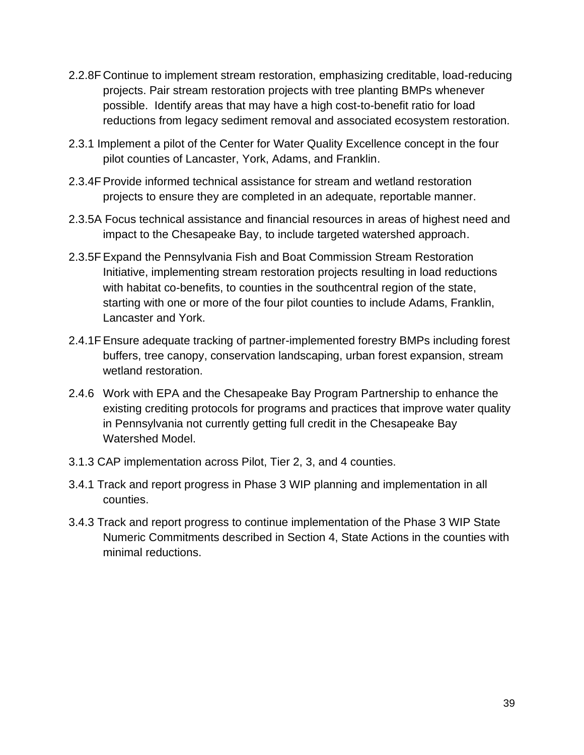2.2.8F Continue to implement stream restoration, emphasizing creditable, load-reducing projects. Pair stream restoration projects with tree planting BMPs whenever possible.  Identify areas that may have a high cost-to-benefit ratio for load reductions from legacy sediment removal and associated ecosystem restoration.

2.3.1 Implement a pilot of the Center for Water Quality Excellence concept in the four pilot counties of Lancaster, York, Adams, and Franklin.

2.3.4F Provide informed technical assistance for stream and wetland restoration projects to ensure they are completed in an adequate, reportable manner.

2.3.5A Focus technical assistance and financial resources in areas of highest need and impact to the Chesapeake Bay, to include targeted watershed approach.

2.3.5F Expand the Pennsylvania Fish and Boat Commission Stream Restoration Initiative, implementing stream restoration projects resulting in load reductions with habitat co-benefits, to counties in the southcentral region of the state, starting with one or more of the four pilot counties to include Adams, Franklin, Lancaster and York.

2.4.1F Ensure adequate tracking of partner-implemented forestry BMPs including forest buffers, tree canopy, conservation landscaping, urban forest expansion, stream wetland restoration.

2.4.6 Work with EPA and the Chesapeake Bay Program Partnership to enhance the existing crediting protocols for programs and practices that improve water quality in Pennsylvania not currently getting full credit in the Chesapeake Bay Watershed Model.

3.1.3 CAP implementation across Pilot, Tier 2, 3, and 4 counties.

3.4.1 Track and report progress in Phase 3 WIP planning and implementation in all counties.

3.4.3 Track and report progress to continue implementation of the Phase 3 WIP State Numeric Commitments described in Section 4, State Actions in the counties with minimal reductions.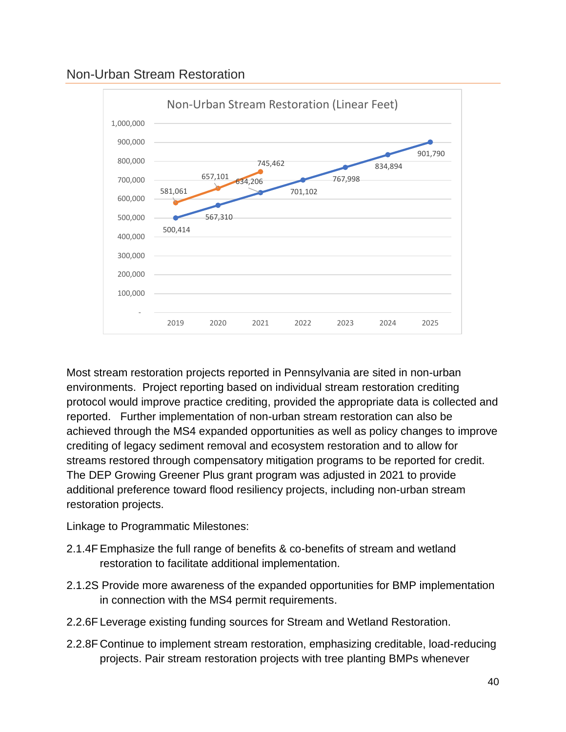## Non-Urban Stream Restoration

Non-Urban Stream Restoration (Linear Feet)

| Year | Orange series | Blue series |
|---|---|---|
| 2019 | 581,061 | 500,414 |
| 2020 | 657,101 | 567,310 |
| 2021 | 745,462 | 634,206 |
| 2022 | | 701,102 |
| 2023 | | 767,998 |
| 2024 | | 834,894 |
| 2025 | | 901,790 |

Most stream restoration projects reported in Pennsylvania are sited in non-urban environments. Project reporting based on individual stream restoration crediting protocol would improve practice crediting, provided the appropriate data is collected and reported. Further implementation of non-urban stream restoration can also be achieved through the MS4 expanded opportunities as well as policy changes to improve crediting of legacy sediment removal and ecosystem restoration and to allow for streams restored through compensatory mitigation programs to be reported for credit. The DEP Growing Greener Plus grant program was adjusted in 2021 to provide additional preference toward flood resiliency projects, including non-urban stream restoration projects.

Linkage to Programmatic Milestones:

2.1.4F Emphasize the full range of benefits & co-benefits of stream and wetland restoration to facilitate additional implementation.

2.1.2S Provide more awareness of the expanded opportunities for BMP implementation in connection with the MS4 permit requirements.

2.2.6F Leverage existing funding sources for Stream and Wetland Restoration.

2.2.8F Continue to implement stream restoration, emphasizing creditable, load-reducing projects. Pair stream restoration projects with tree planting BMPs whenever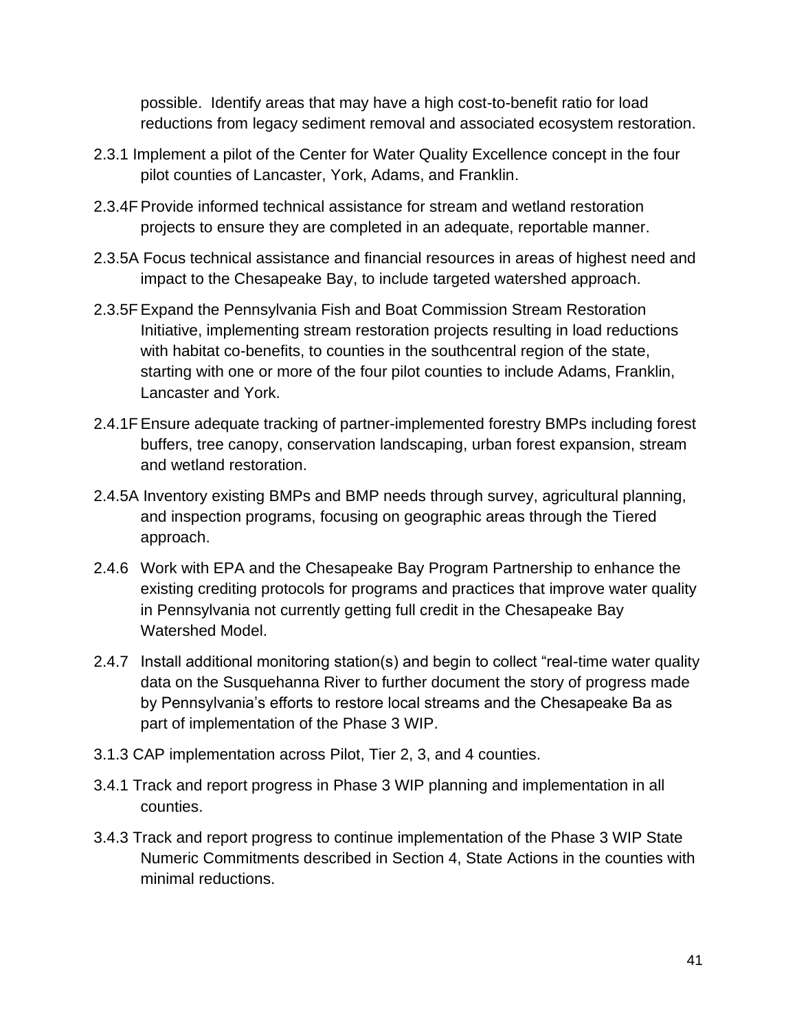possible. Identify areas that may have a high cost-to-benefit ratio for load reductions from legacy sediment removal and associated ecosystem restoration.

2.3.1 Implement a pilot of the Center for Water Quality Excellence concept in the four pilot counties of Lancaster, York, Adams, and Franklin.

2.3.4F Provide informed technical assistance for stream and wetland restoration projects to ensure they are completed in an adequate, reportable manner.

2.3.5A Focus technical assistance and financial resources in areas of highest need and impact to the Chesapeake Bay, to include targeted watershed approach.

2.3.5F Expand the Pennsylvania Fish and Boat Commission Stream Restoration Initiative, implementing stream restoration projects resulting in load reductions with habitat co-benefits, to counties in the southcentral region of the state, starting with one or more of the four pilot counties to include Adams, Franklin, Lancaster and York.

2.4.1F Ensure adequate tracking of partner-implemented forestry BMPs including forest buffers, tree canopy, conservation landscaping, urban forest expansion, stream and wetland restoration.

2.4.5A Inventory existing BMPs and BMP needs through survey, agricultural planning, and inspection programs, focusing on geographic areas through the Tiered approach.

2.4.6 Work with EPA and the Chesapeake Bay Program Partnership to enhance the existing crediting protocols for programs and practices that improve water quality in Pennsylvania not currently getting full credit in the Chesapeake Bay Watershed Model.

2.4.7 Install additional monitoring station(s) and begin to collect "real-time water quality data on the Susquehanna River to further document the story of progress made by Pennsylvania's efforts to restore local streams and the Chesapeake Ba as part of implementation of the Phase 3 WIP.

3.1.3 CAP implementation across Pilot, Tier 2, 3, and 4 counties.

3.4.1 Track and report progress in Phase 3 WIP planning and implementation in all counties.

3.4.3 Track and report progress to continue implementation of the Phase 3 WIP State Numeric Commitments described in Section 4, State Actions in the counties with minimal reductions.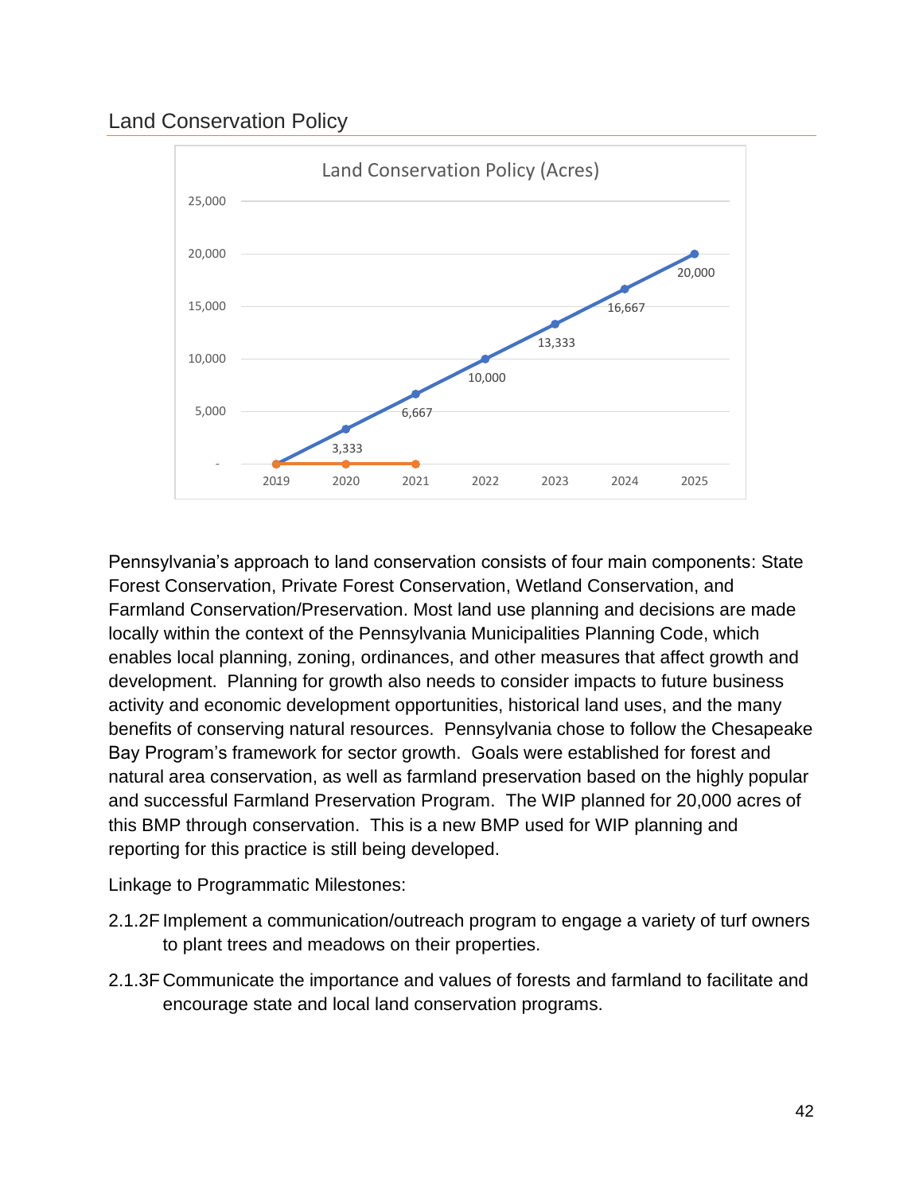## Land Conservation Policy

Land Conservation Policy (Acres)

| Year | Planned | Reported |
|---|---|---|
| 2019 | - | - |
| 2020 | 3,333 | - |
| 2021 | 6,667 | - |
| 2022 | 10,000 | |
| 2023 | 13,333 | |
| 2024 | 16,667 | |
| 2025 | 20,000 | |

Pennsylvania's approach to land conservation consists of four main components: State Forest Conservation, Private Forest Conservation, Wetland Conservation, and Farmland Conservation/Preservation. Most land use planning and decisions are made locally within the context of the Pennsylvania Municipalities Planning Code, which enables local planning, zoning, ordinances, and other measures that affect growth and development. Planning for growth also needs to consider impacts to future business activity and economic development opportunities, historical land uses, and the many benefits of conserving natural resources. Pennsylvania chose to follow the Chesapeake Bay Program's framework for sector growth. Goals were established for forest and natural area conservation, as well as farmland preservation based on the highly popular and successful Farmland Preservation Program. The WIP planned for 20,000 acres of this BMP through conservation. This is a new BMP used for WIP planning and reporting for this practice is still being developed.

Linkage to Programmatic Milestones:

2.1.2F Implement a communication/outreach program to engage a variety of turf owners to plant trees and meadows on their properties.

2.1.3F Communicate the importance and values of forests and farmland to facilitate and encourage state and local land conservation programs.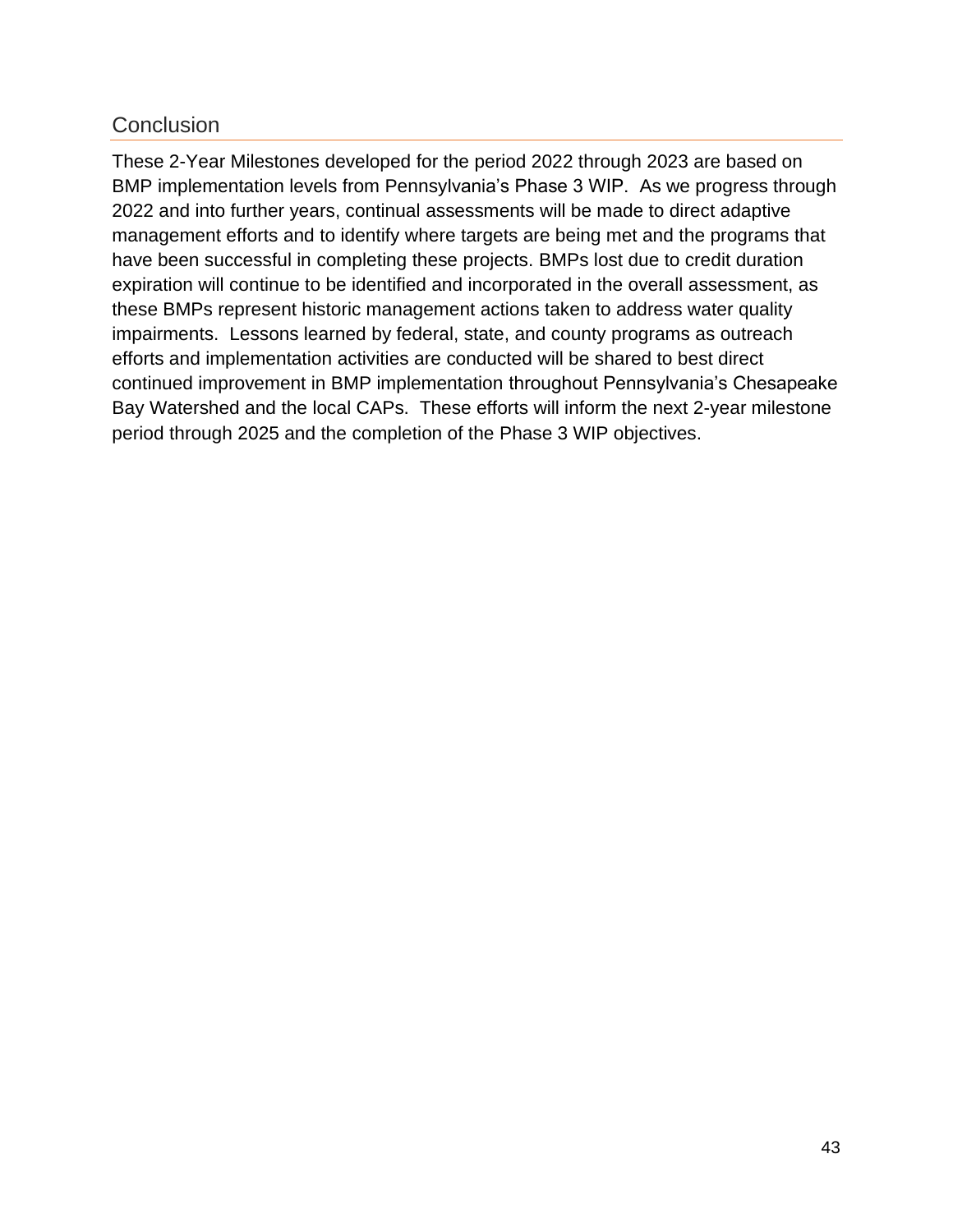## Conclusion

These 2-Year Milestones developed for the period 2022 through 2023 are based on BMP implementation levels from Pennsylvania's Phase 3 WIP. As we progress through 2022 and into further years, continual assessments will be made to direct adaptive management efforts and to identify where targets are being met and the programs that have been successful in completing these projects. BMPs lost due to credit duration expiration will continue to be identified and incorporated in the overall assessment, as these BMPs represent historic management actions taken to address water quality impairments. Lessons learned by federal, state, and county programs as outreach efforts and implementation activities are conducted will be shared to best direct continued improvement in BMP implementation throughout Pennsylvania's Chesapeake Bay Watershed and the local CAPs. These efforts will inform the next 2-year milestone period through 2025 and the completion of the Phase 3 WIP objectives.